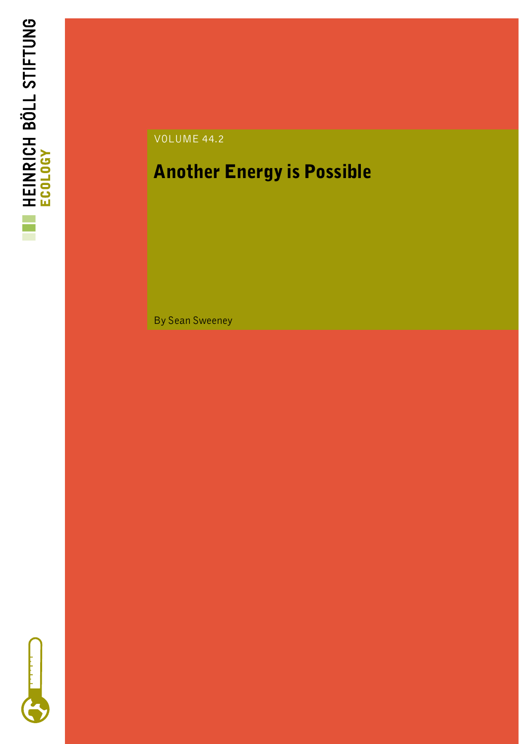HEINRICH BÖLL STIFTUNG

ECOLOGY

VOLUME 44.2

# Another Energy is Possible

By Sean Sweeney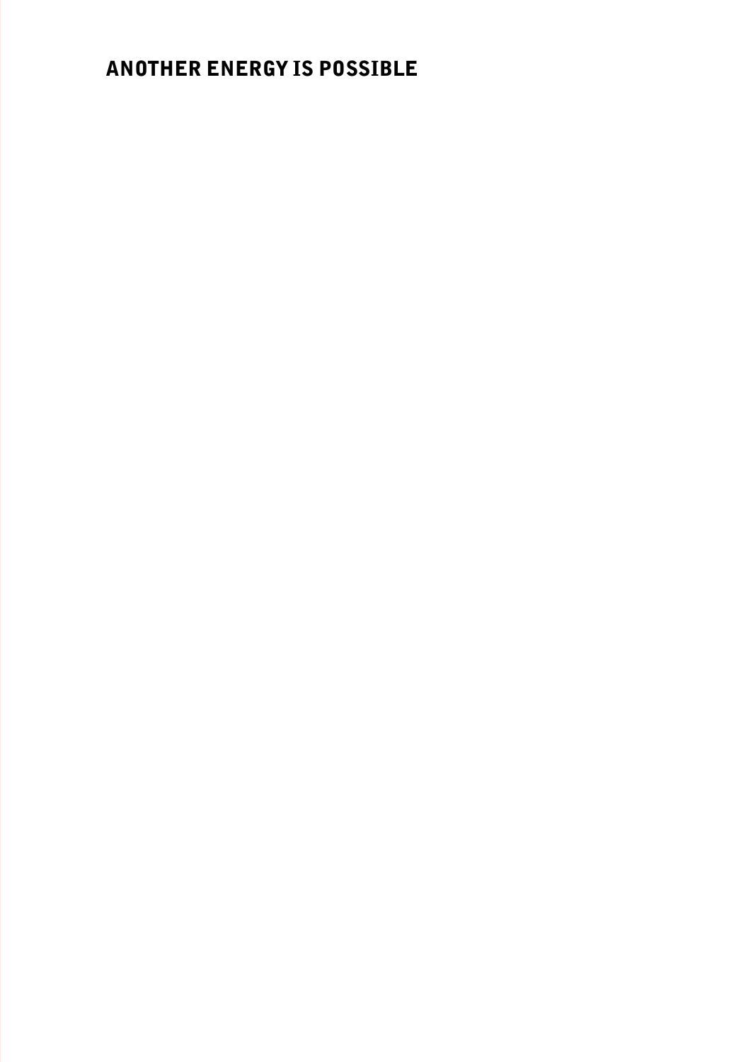# ANOTHER ENERGY IS POSSIBLE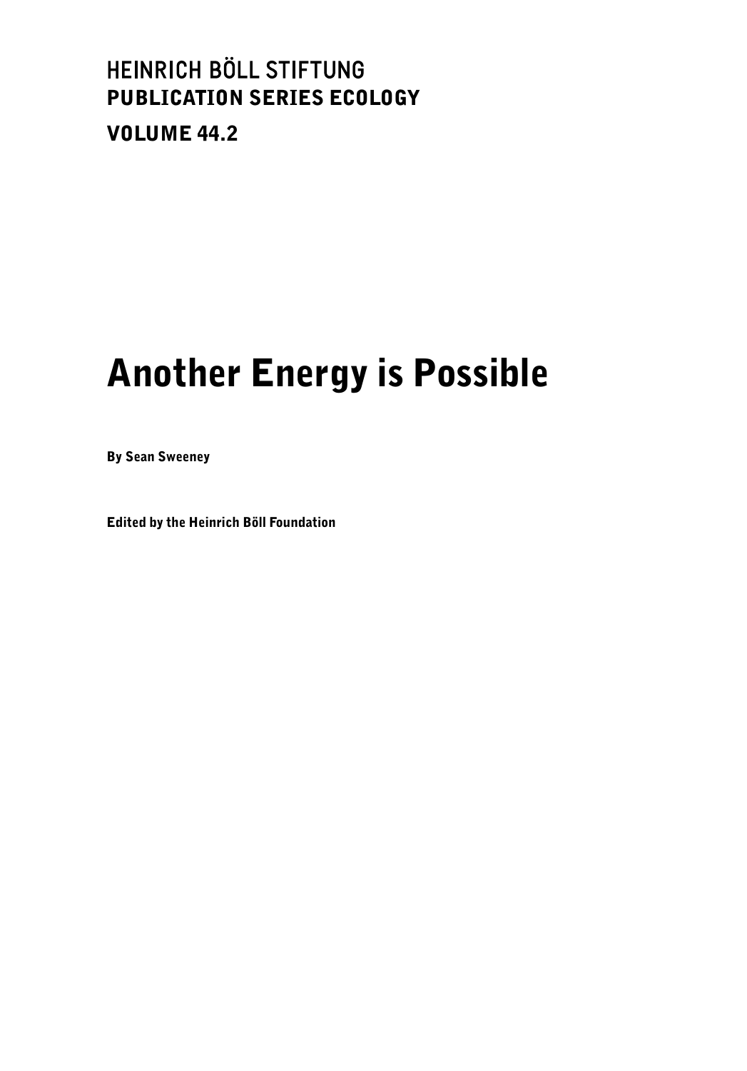HEINRICH BÖLL STIFTUNG
**PUBLICATION SERIES ECOLOGY**

**VOLUME 44.2**

# Another Energy is Possible

**By Sean Sweeney**

**Edited by the Heinrich Böll Foundation**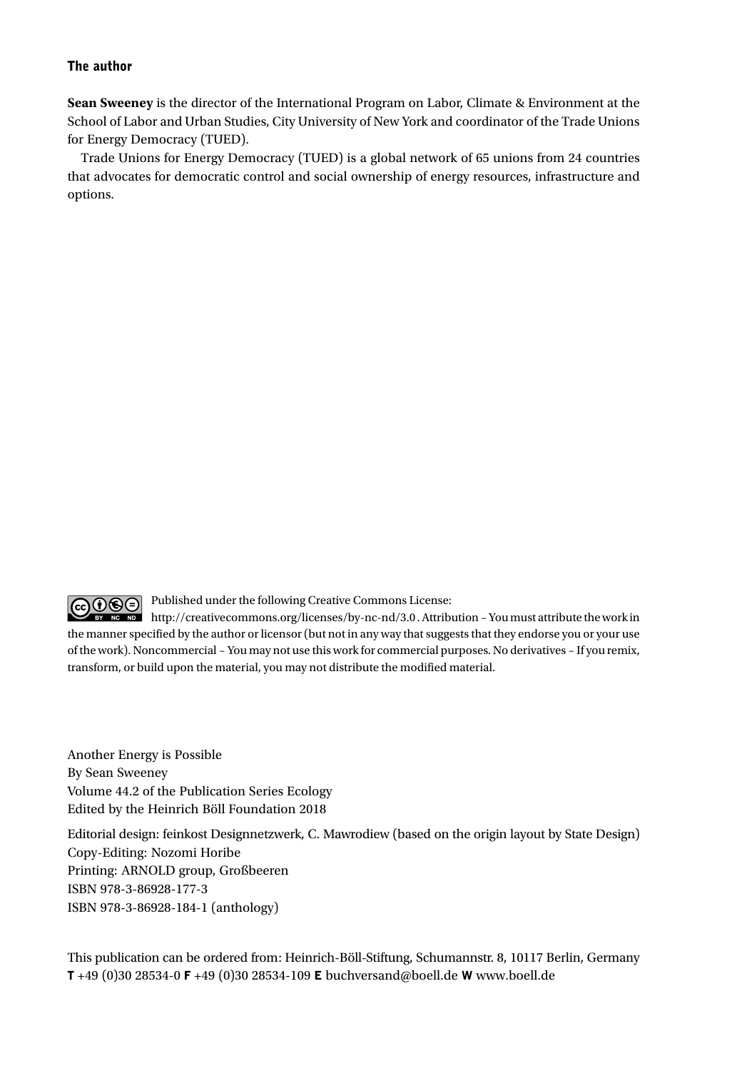## The author

**Sean Sweeney** is the director of the International Program on Labor, Climate & Environment at the School of Labor and Urban Studies, City University of New York and coordinator of the Trade Unions for Energy Democracy (TUED).

Trade Unions for Energy Democracy (TUED) is a global network of 65 unions from 24 countries that advocates for democratic control and social ownership of energy resources, infrastructure and options.

Published under the following Creative Commons License: http://creativecommons.org/licenses/by-nc-nd/3.0 . Attribution – You must attribute the work in the manner specified by the author or licensor (but not in any way that suggests that they endorse you or your use of the work). Noncommercial – You may not use this work for commercial purposes. No derivatives – If you remix, transform, or build upon the material, you may not distribute the modified material.

Another Energy is Possible
By Sean Sweeney
Volume 44.2 of the Publication Series Ecology
Edited by the Heinrich Böll Foundation 2018

Editorial design: feinkost Designnetzwerk, C. Mawrodiew (based on the origin layout by State Design)
Copy-Editing: Nozomi Horibe
Printing: ARNOLD group, Großbeeren
ISBN 978-3-86928-177-3
ISBN 978-3-86928-184-1 (anthology)

This publication can be ordered from: Heinrich-Böll-Stiftung, Schumannstr. 8, 10117 Berlin, Germany
**T** +49 (0)30 28534-0 **F** +49 (0)30 28534-109 **E** buchversand@boell.de **W** www.boell.de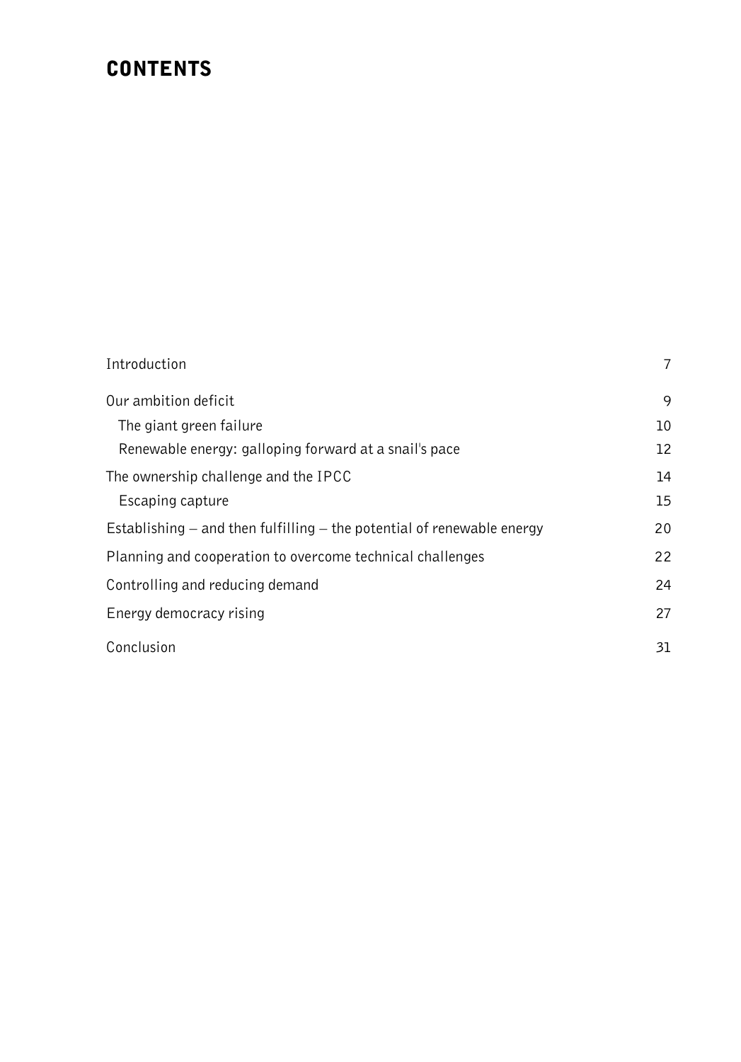# CONTENTS

| | |
|---|---|
| Introduction | 7 |
| Our ambition deficit | 9 |
| The giant green failure | 10 |
| Renewable energy: galloping forward at a snail's pace | 12 |
| The ownership challenge and the IPCC | 14 |
| Escaping capture | 15 |
| Establishing – and then fulfilling – the potential of renewable energy | 20 |
| Planning and cooperation to overcome technical challenges | 22 |
| Controlling and reducing demand | 24 |
| Energy democracy rising | 27 |
| Conclusion | 31 |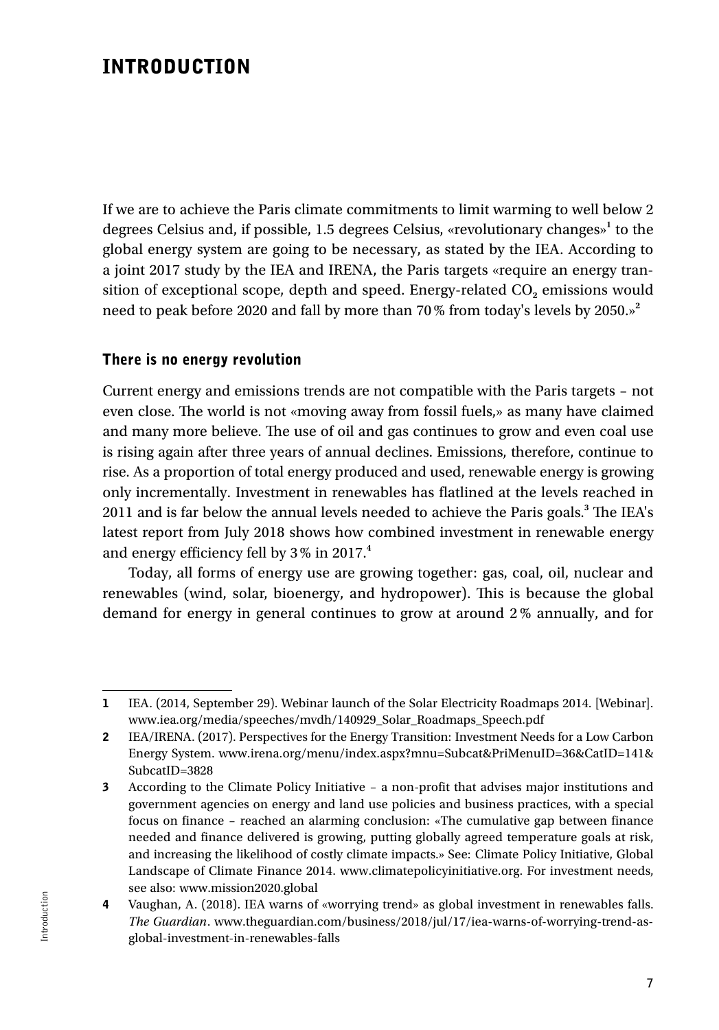# INTRODUCTION

If we are to achieve the Paris climate commitments to limit warming to well below 2 degrees Celsius and, if possible, 1.5 degrees Celsius, «revolutionary changes»[1] to the global energy system are going to be necessary, as stated by the IEA. According to a joint 2017 study by the IEA and IRENA, the Paris targets «require an energy transition of exceptional scope, depth and speed. Energy-related $CO_2$ emissions would need to peak before 2020 and fall by more than 70% from today's levels by 2050.»[2]

## There is no energy revolution

Current energy and emissions trends are not compatible with the Paris targets – not even close. The world is not «moving away from fossil fuels,» as many have claimed and many more believe. The use of oil and gas continues to grow and even coal use is rising again after three years of annual declines. Emissions, therefore, continue to rise. As a proportion of total energy produced and used, renewable energy is growing only incrementally. Investment in renewables has flatlined at the levels reached in 2011 and is far below the annual levels needed to achieve the Paris goals.[3] The IEA's latest report from July 2018 shows how combined investment in renewable energy and energy efficiency fell by 3% in 2017.[4]

Today, all forms of energy use are growing together: gas, coal, oil, nuclear and renewables (wind, solar, bioenergy, and hydropower). This is because the global demand for energy in general continues to grow at around 2% annually, and for

---

**1** IEA. (2014, September 29). Webinar launch of the Solar Electricity Roadmaps 2014. [Webinar]. www.iea.org/media/speeches/mvdh/140929_Solar_Roadmaps_Speech.pdf

**2** IEA/IRENA. (2017). Perspectives for the Energy Transition: Investment Needs for a Low Carbon Energy System. www.irena.org/menu/index.aspx?mnu=Subcat&PriMenuID=36&CatID=141&SubcatID=3828

**3** According to the Climate Policy Initiative – a non-profit that advises major institutions and government agencies on energy and land use policies and business practices, with a special focus on finance – reached an alarming conclusion: «The cumulative gap between finance needed and finance delivered is growing, putting globally agreed temperature goals at risk, and increasing the likelihood of costly climate impacts.» See: Climate Policy Initiative, Global Landscape of Climate Finance 2014. www.climatepolicyinitiative.org. For investment needs, see also: www.mission2020.global

**4** Vaughan, A. (2018). IEA warns of «worrying trend» as global investment in renewables falls. *The Guardian*. www.theguardian.com/business/2018/jul/17/iea-warns-of-worrying-trend-as-global-investment-in-renewables-falls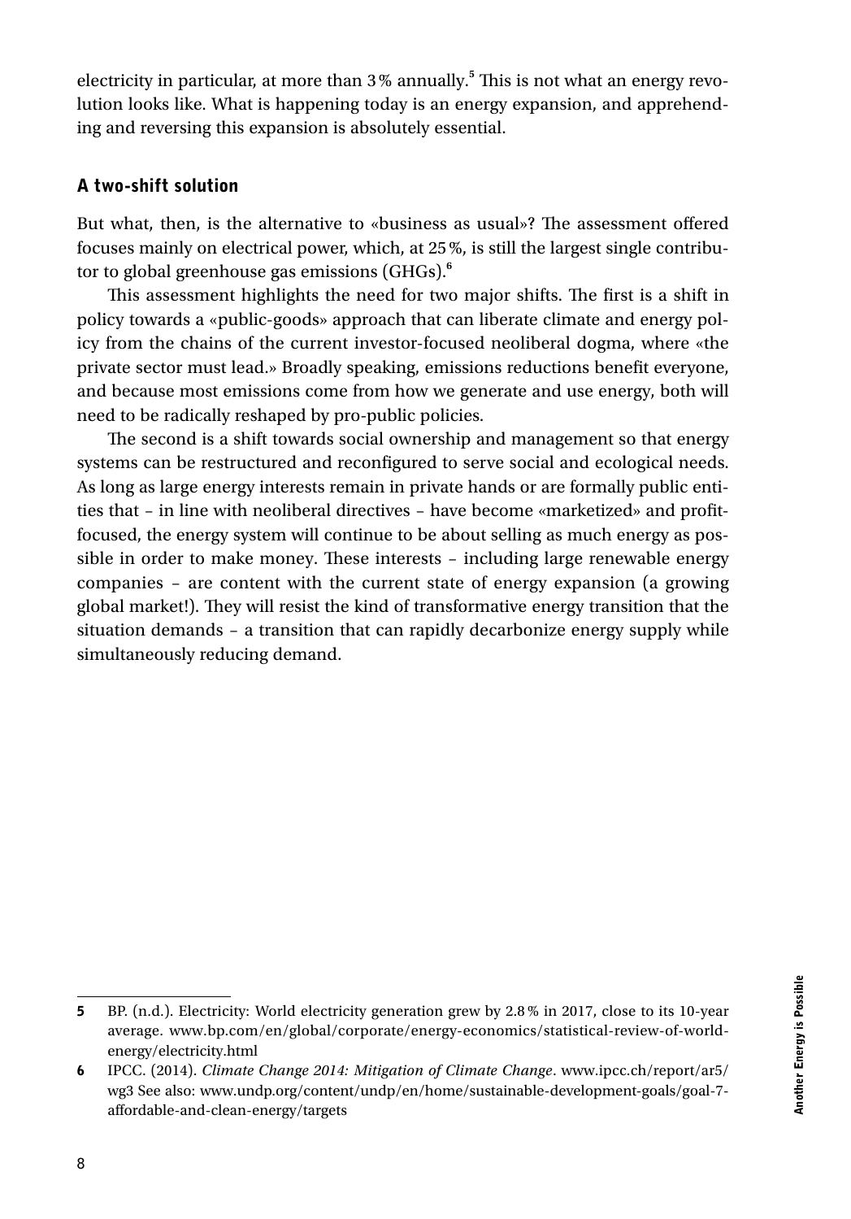electricity in particular, at more than 3% annually.[5] This is not what an energy revolution looks like. What is happening today is an energy expansion, and apprehending and reversing this expansion is absolutely essential.

## A two-shift solution

But what, then, is the alternative to «business as usual»? The assessment offered focuses mainly on electrical power, which, at 25%, is still the largest single contributor to global greenhouse gas emissions (GHGs).[6]

This assessment highlights the need for two major shifts. The first is a shift in policy towards a «public-goods» approach that can liberate climate and energy policy from the chains of the current investor-focused neoliberal dogma, where «the private sector must lead.» Broadly speaking, emissions reductions benefit everyone, and because most emissions come from how we generate and use energy, both will need to be radically reshaped by pro-public policies.

The second is a shift towards social ownership and management so that energy systems can be restructured and reconfigured to serve social and ecological needs. As long as large energy interests remain in private hands or are formally public entities that – in line with neoliberal directives – have become «marketized» and profit-focused, the energy system will continue to be about selling as much energy as possible in order to make money. These interests – including large renewable energy companies – are content with the current state of energy expansion (a growing global market!). They will resist the kind of transformative energy transition that the situation demands – a transition that can rapidly decarbonize energy supply while simultaneously reducing demand.

---

**5** BP. (n.d.). Electricity: World electricity generation grew by 2.8% in 2017, close to its 10-year average. www.bp.com/en/global/corporate/energy-economics/statistical-review-of-world-energy/electricity.html

**6** IPCC. (2014). *Climate Change 2014: Mitigation of Climate Change*. www.ipcc.ch/report/ar5/wg3 See also: www.undp.org/content/undp/en/home/sustainable-development-goals/goal-7-affordable-and-clean-energy/targets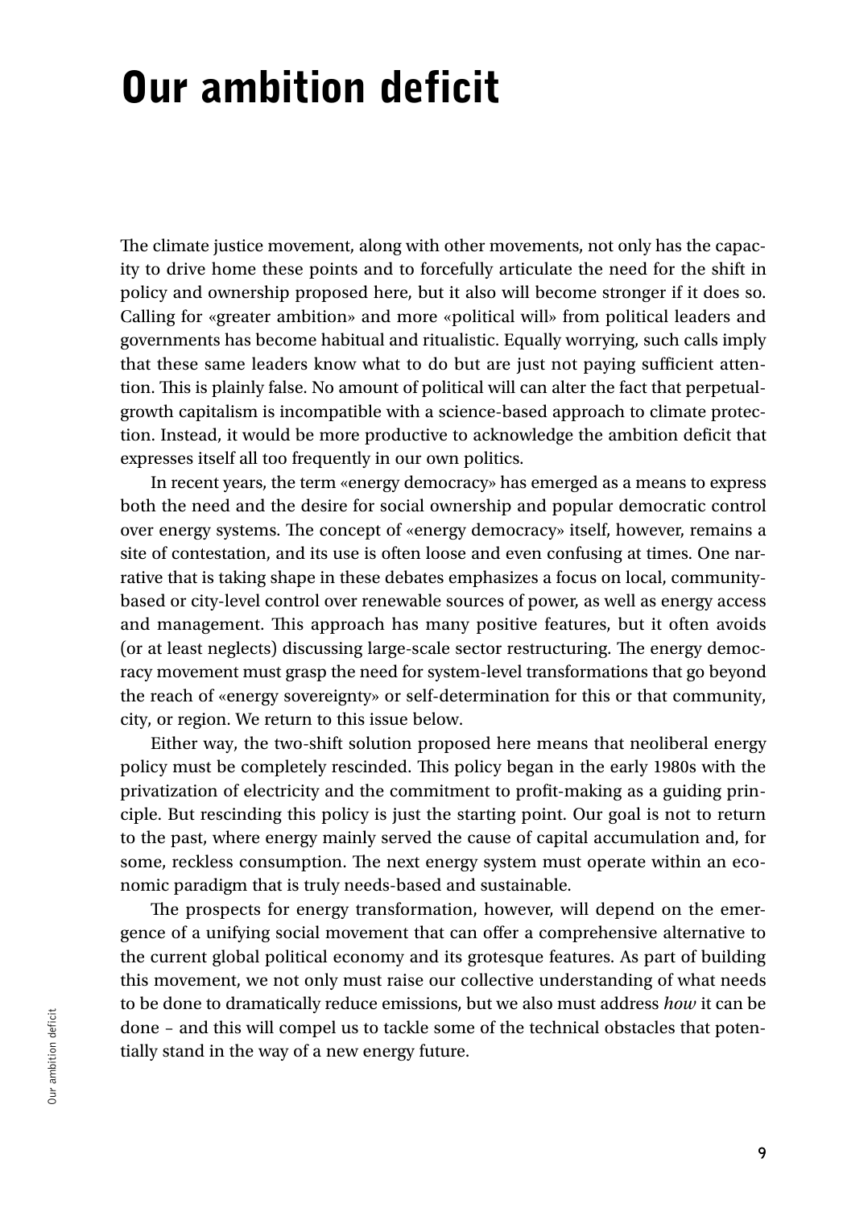# Our ambition deficit

The climate justice movement, along with other movements, not only has the capacity to drive home these points and to forcefully articulate the need for the shift in policy and ownership proposed here, but it also will become stronger if it does so. Calling for «greater ambition» and more «political will» from political leaders and governments has become habitual and ritualistic. Equally worrying, such calls imply that these same leaders know what to do but are just not paying sufficient attention. This is plainly false. No amount of political will can alter the fact that perpetual-growth capitalism is incompatible with a science-based approach to climate protection. Instead, it would be more productive to acknowledge the ambition deficit that expresses itself all too frequently in our own politics.

In recent years, the term «energy democracy» has emerged as a means to express both the need and the desire for social ownership and popular democratic control over energy systems. The concept of «energy democracy» itself, however, remains a site of contestation, and its use is often loose and even confusing at times. One narrative that is taking shape in these debates emphasizes a focus on local, community-based or city-level control over renewable sources of power, as well as energy access and management. This approach has many positive features, but it often avoids (or at least neglects) discussing large-scale sector restructuring. The energy democracy movement must grasp the need for system-level transformations that go beyond the reach of «energy sovereignty» or self-determination for this or that community, city, or region. We return to this issue below.

Either way, the two-shift solution proposed here means that neoliberal energy policy must be completely rescinded. This policy began in the early 1980s with the privatization of electricity and the commitment to profit-making as a guiding principle. But rescinding this policy is just the starting point. Our goal is not to return to the past, where energy mainly served the cause of capital accumulation and, for some, reckless consumption. The next energy system must operate within an economic paradigm that is truly needs-based and sustainable.

The prospects for energy transformation, however, will depend on the emergence of a unifying social movement that can offer a comprehensive alternative to the current global political economy and its grotesque features. As part of building this movement, we not only must raise our collective understanding of what needs to be done to dramatically reduce emissions, but we also must address *how* it can be done – and this will compel us to tackle some of the technical obstacles that potentially stand in the way of a new energy future.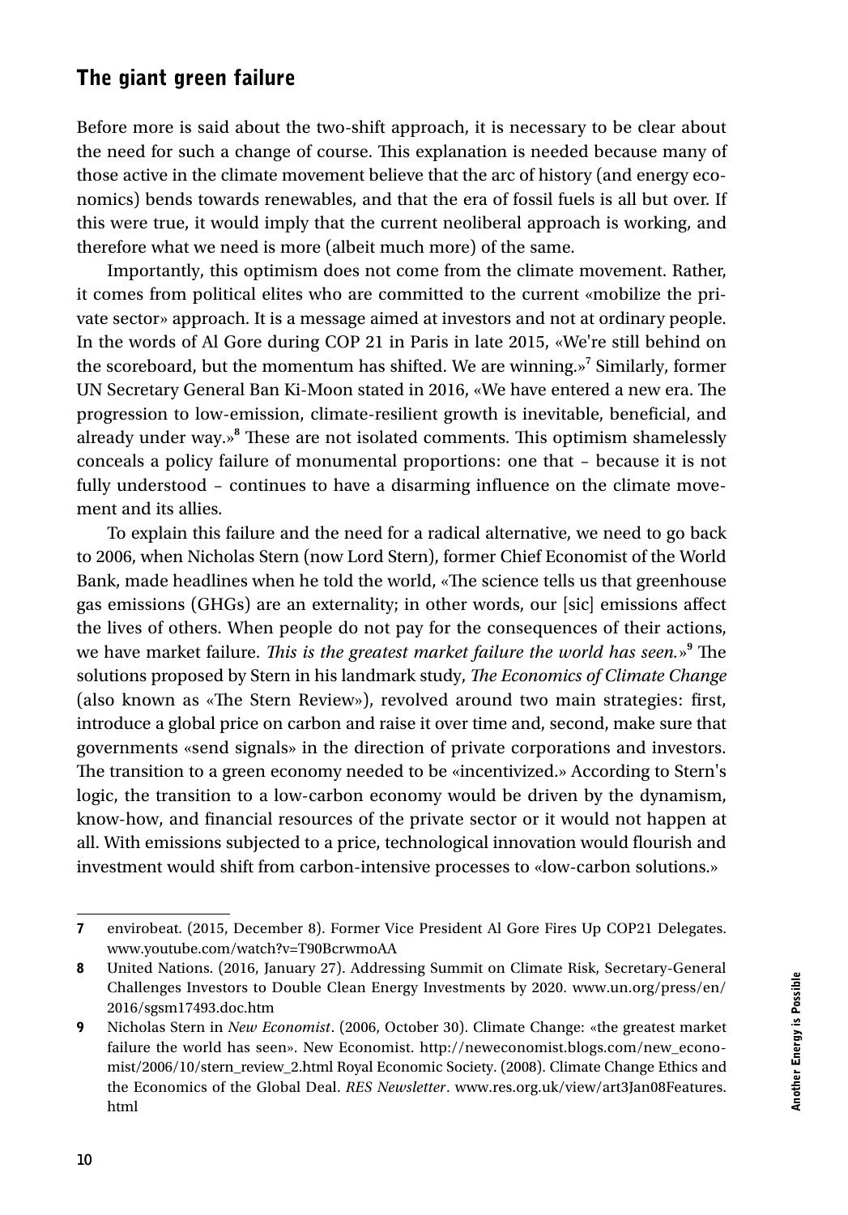## The giant green failure

Before more is said about the two-shift approach, it is necessary to be clear about the need for such a change of course. This explanation is needed because many of those active in the climate movement believe that the arc of history (and energy economics) bends towards renewables, and that the era of fossil fuels is all but over. If this were true, it would imply that the current neoliberal approach is working, and therefore what we need is more (albeit much more) of the same.

Importantly, this optimism does not come from the climate movement. Rather, it comes from political elites who are committed to the current «mobilize the private sector» approach. It is a message aimed at investors and not at ordinary people. In the words of Al Gore during COP 21 in Paris in late 2015, «We're still behind on the scoreboard, but the momentum has shifted. We are winning.»[7] Similarly, former UN Secretary General Ban Ki-Moon stated in 2016, «We have entered a new era. The progression to low-emission, climate-resilient growth is inevitable, beneficial, and already under way.»[8] These are not isolated comments. This optimism shamelessly conceals a policy failure of monumental proportions: one that – because it is not fully understood – continues to have a disarming influence on the climate movement and its allies.

To explain this failure and the need for a radical alternative, we need to go back to 2006, when Nicholas Stern (now Lord Stern), former Chief Economist of the World Bank, made headlines when he told the world, «The science tells us that greenhouse gas emissions (GHGs) are an externality; in other words, our [sic] emissions affect the lives of others. When people do not pay for the consequences of their actions, we have market failure. *This is the greatest market failure the world has seen.*»[9] The solutions proposed by Stern in his landmark study, *The Economics of Climate Change* (also known as «The Stern Review»), revolved around two main strategies: first, introduce a global price on carbon and raise it over time and, second, make sure that governments «send signals» in the direction of private corporations and investors. The transition to a green economy needed to be «incentivized.» According to Stern's logic, the transition to a low-carbon economy would be driven by the dynamism, know-how, and financial resources of the private sector or it would not happen at all. With emissions subjected to a price, technological innovation would flourish and investment would shift from carbon-intensive processes to «low-carbon solutions.»

---

7 envirobeat. (2015, December 8). Former Vice President Al Gore Fires Up COP21 Delegates. www.youtube.com/watch?v=T90BcrwmoAA

8 United Nations. (2016, January 27). Addressing Summit on Climate Risk, Secretary-General Challenges Investors to Double Clean Energy Investments by 2020. www.un.org/press/en/2016/sgsm17493.doc.htm

9 Nicholas Stern in *New Economist*. (2006, October 30). Climate Change: «the greatest market failure the world has seen». New Economist. http://neweconomist.blogs.com/new_economist/2006/10/stern_review_2.html Royal Economic Society. (2008). Climate Change Ethics and the Economics of the Global Deal. *RES Newsletter*. www.res.org.uk/view/art3Jan08Features.html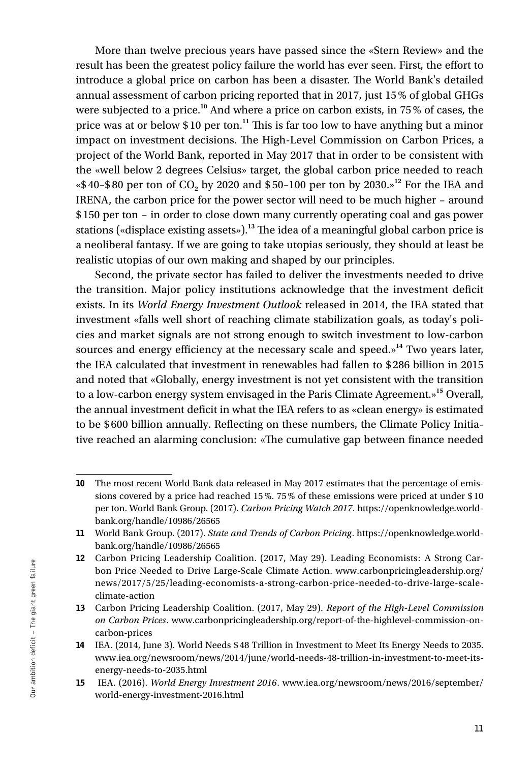More than twelve precious years have passed since the «Stern Review» and the result has been the greatest policy failure the world has ever seen. First, the effort to introduce a global price on carbon has been a disaster. The World Bank's detailed annual assessment of carbon pricing reported that in 2017, just 15 % of global GHGs were subjected to a price.[10] And where a price on carbon exists, in 75 % of cases, the price was at or below $ 10 per ton.[11] This is far too low to have anything but a minor impact on investment decisions. The High-Level Commission on Carbon Prices, a project of the World Bank, reported in May 2017 that in order to be consistent with the «well below 2 degrees Celsius» target, the global carbon price needed to reach «$ 40–$ 80 per ton of $CO_2$ by 2020 and $ 50–100 per ton by 2030.»[12] For the IEA and IRENA, the carbon price for the power sector will need to be much higher – around $ 150 per ton – in order to close down many currently operating coal and gas power stations («displace existing assets»).[13] The idea of a meaningful global carbon price is a neoliberal fantasy. If we are going to take utopias seriously, they should at least be realistic utopias of our own making and shaped by our principles.

Second, the private sector has failed to deliver the investments needed to drive the transition. Major policy institutions acknowledge that the investment deficit exists. In its *World Energy Investment Outlook* released in 2014, the IEA stated that investment «falls well short of reaching climate stabilization goals, as today's policies and market signals are not strong enough to switch investment to low-carbon sources and energy efficiency at the necessary scale and speed.»[14] Two years later, the IEA calculated that investment in renewables had fallen to $ 286 billion in 2015 and noted that «Globally, energy investment is not yet consistent with the transition to a low-carbon energy system envisaged in the Paris Climate Agreement.»[15] Overall, the annual investment deficit in what the IEA refers to as «clean energy» is estimated to be $ 600 billion annually. Reflecting on these numbers, the Climate Policy Initiative reached an alarming conclusion: «The cumulative gap between finance needed

---

**10** The most recent World Bank data released in May 2017 estimates that the percentage of emissions covered by a price had reached 15 %. 75 % of these emissions were priced at under $ 10 per ton. World Bank Group. (2017). *Carbon Pricing Watch 2017*. https://openknowledge.worldbank.org/handle/10986/26565

**11** World Bank Group. (2017). *State and Trends of Carbon Pricing*. https://openknowledge.worldbank.org/handle/10986/26565

**12** Carbon Pricing Leadership Coalition. (2017, May 29). Leading Economists: A Strong Carbon Price Needed to Drive Large-Scale Climate Action. www.carbonpricingleadership.org/news/2017/5/25/leading-economists-a-strong-carbon-price-needed-to-drive-large-scale-climate-action

**13** Carbon Pricing Leadership Coalition. (2017, May 29). *Report of the High-Level Commission on Carbon Prices*. www.carbonpricingleadership.org/report-of-the-highlevel-commission-on-carbon-prices

**14** IEA. (2014, June 3). World Needs $ 48 Trillion in Investment to Meet Its Energy Needs to 2035. www.iea.org/newsroom/news/2014/june/world-needs-48-trillion-in-investment-to-meet-its-energy-needs-to-2035.html

**15** IEA. (2016). *World Energy Investment 2016*. www.iea.org/newsroom/news/2016/september/world-energy-investment-2016.html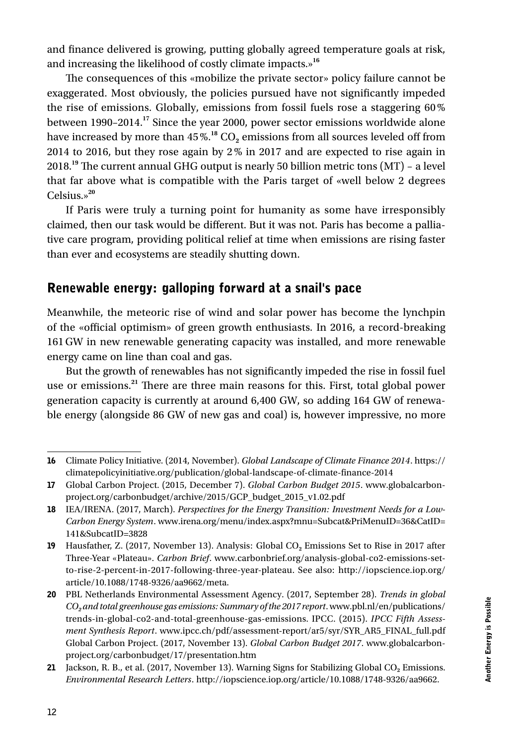and finance delivered is growing, putting globally agreed temperature goals at risk, and increasing the likelihood of costly climate impacts.»[16]

The consequences of this «mobilize the private sector» policy failure cannot be exaggerated. Most obviously, the policies pursued have not significantly impeded the rise of emissions. Globally, emissions from fossil fuels rose a staggering 60% between 1990–2014.[17] Since the year 2000, power sector emissions worldwide alone have increased by more than 45%.[18] $CO_2$ emissions from all sources leveled off from 2014 to 2016, but they rose again by 2% in 2017 and are expected to rise again in 2018.[19] The current annual GHG output is nearly 50 billion metric tons (MT) – a level that far above what is compatible with the Paris target of «well below 2 degrees Celsius.»[20]

If Paris were truly a turning point for humanity as some have irresponsibly claimed, then our task would be different. But it was not. Paris has become a palliative care program, providing political relief at time when emissions are rising faster than ever and ecosystems are steadily shutting down.

## Renewable energy: galloping forward at a snail's pace

Meanwhile, the meteoric rise of wind and solar power has become the lynchpin of the «official optimism» of green growth enthusiasts. In 2016, a record-breaking 161 GW in new renewable generating capacity was installed, and more renewable energy came on line than coal and gas.

But the growth of renewables has not significantly impeded the rise in fossil fuel use or emissions.[21] There are three main reasons for this. First, total global power generation capacity is currently at around 6,400 GW, so adding 164 GW of renewable energy (alongside 86 GW of new gas and coal) is, however impressive, no more

---

16 Climate Policy Initiative. (2014, November). *Global Landscape of Climate Finance 2014*. https://climatepolicyinitiative.org/publication/global-landscape-of-climate-finance-2014

17 Global Carbon Project. (2015, December 7). *Global Carbon Budget 2015*. www.globalcarbonproject.org/carbonbudget/archive/2015/GCP_budget_2015_v1.02.pdf

18 IEA/IRENA. (2017, March). *Perspectives for the Energy Transition: Investment Needs for a Low-Carbon Energy System*. www.irena.org/menu/index.aspx?mnu=Subcat&PriMenuID=36&CatID=141&SubcatID=3828

19 Hausfather, Z. (2017, November 13). Analysis: Global $CO_2$ Emissions Set to Rise in 2017 after Three-Year «Plateau». *Carbon Brief*. www.carbonbrief.org/analysis-global-co2-emissions-set-to-rise-2-percent-in-2017-following-three-year-plateau. See also: http://iopscience.iop.org/article/10.1088/1748-9326/aa9662/meta.

20 PBL Netherlands Environmental Assessment Agency. (2017, September 28). *Trends in global $CO_2$ and total greenhouse gas emissions: Summary of the 2017 report*. www.pbl.nl/en/publications/trends-in-global-co2-and-total-greenhouse-gas-emissions. IPCC. (2015). *IPCC Fifth Assessment Synthesis Report*. www.ipcc.ch/pdf/assessment-report/ar5/syr/SYR_AR5_FINAL_full.pdf Global Carbon Project. (2017, November 13). *Global Carbon Budget 2017*. www.globalcarbonproject.org/carbonbudget/17/presentation.htm

21 Jackson, R. B., et al. (2017, November 13). Warning Signs for Stabilizing Global $CO_2$ Emissions. *Environmental Research Letters*. http://iopscience.iop.org/article/10.1088/1748-9326/aa9662.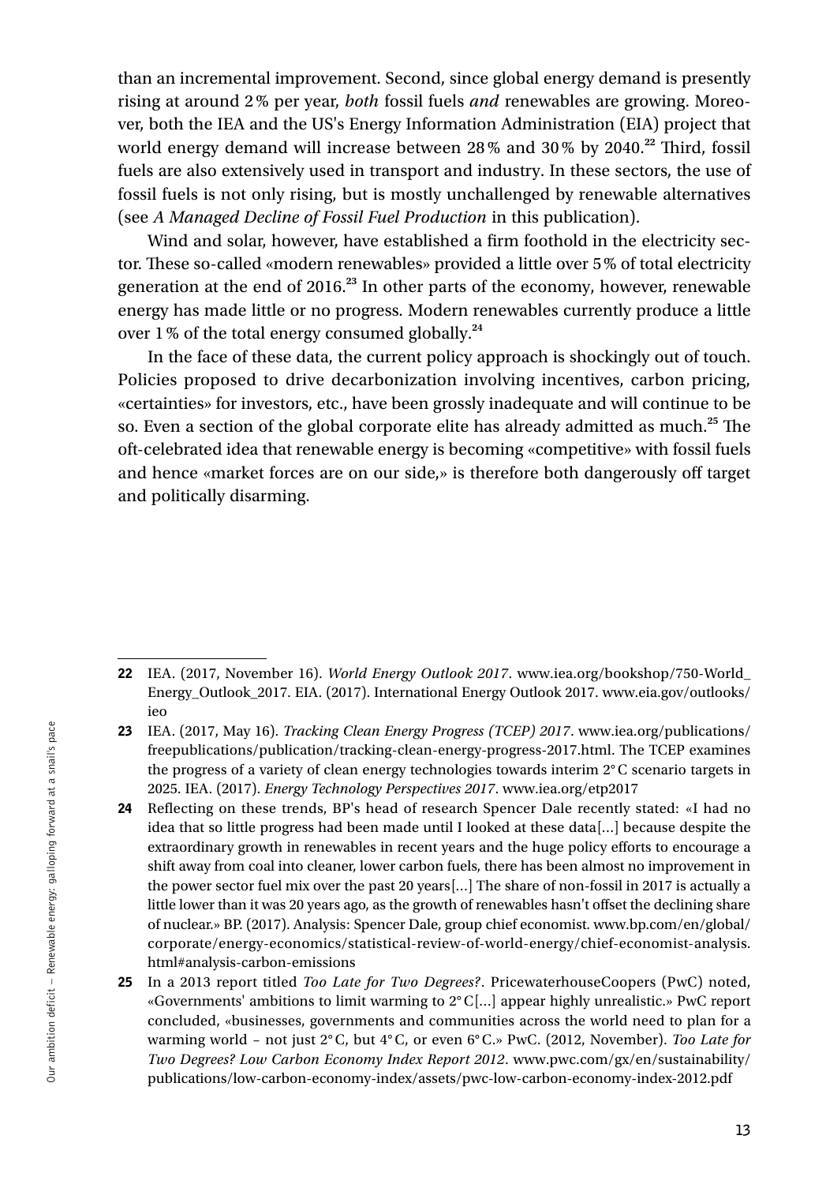than an incremental improvement. Second, since global energy demand is presently rising at around 2% per year, *both* fossil fuels *and* renewables are growing. Moreover, both the IEA and the US's Energy Information Administration (EIA) project that world energy demand will increase between 28% and 30% by 2040.[22] Third, fossil fuels are also extensively used in transport and industry. In these sectors, the use of fossil fuels is not only rising, but is mostly unchallenged by renewable alternatives (see *A Managed Decline of Fossil Fuel Production* in this publication).

Wind and solar, however, have established a firm foothold in the electricity sector. These so-called «modern renewables» provided a little over 5% of total electricity generation at the end of 2016.[23] In other parts of the economy, however, renewable energy has made little or no progress. Modern renewables currently produce a little over 1% of the total energy consumed globally.[24]

In the face of these data, the current policy approach is shockingly out of touch. Policies proposed to drive decarbonization involving incentives, carbon pricing, «certainties» for investors, etc., have been grossly inadequate and will continue to be so. Even a section of the global corporate elite has already admitted as much.[25] The oft-celebrated idea that renewable energy is becoming «competitive» with fossil fuels and hence «market forces are on our side,» is therefore both dangerously off target and politically disarming.

---

**22** IEA. (2017, November 16). *World Energy Outlook 2017*. www.iea.org/bookshop/750-World_Energy_Outlook_2017. EIA. (2017). International Energy Outlook 2017. www.eia.gov/outlooks/ieo

**23** IEA. (2017, May 16). *Tracking Clean Energy Progress (TCEP) 2017*. www.iea.org/publications/freepublications/publication/tracking-clean-energy-progress-2017.html. The TCEP examines the progress of a variety of clean energy technologies towards interim 2°C scenario targets in 2025. IEA. (2017). *Energy Technology Perspectives 2017*. www.iea.org/etp2017

**24** Reflecting on these trends, BP's head of research Spencer Dale recently stated: «I had no idea that so little progress had been made until I looked at these data[…] because despite the extraordinary growth in renewables in recent years and the huge policy efforts to encourage a shift away from coal into cleaner, lower carbon fuels, there has been almost no improvement in the power sector fuel mix over the past 20 years[…] The share of non-fossil in 2017 is actually a little lower than it was 20 years ago, as the growth of renewables hasn't offset the declining share of nuclear.» BP. (2017). Analysis: Spencer Dale, group chief economist. www.bp.com/en/global/corporate/energy-economics/statistical-review-of-world-energy/chief-economist-analysis.html#analysis-carbon-emissions

**25** In a 2013 report titled *Too Late for Two Degrees?*. PricewaterhouseCoopers (PwC) noted, «Governments' ambitions to limit warming to 2°C[…] appear highly unrealistic.» PwC report concluded, «businesses, governments and communities across the world need to plan for a warming world – not just 2°C, but 4°C, or even 6°C.» PwC. (2012, November). *Too Late for Two Degrees? Low Carbon Economy Index Report 2012*. www.pwc.com/gx/en/sustainability/publications/low-carbon-economy-index/assets/pwc-low-carbon-economy-index-2012.pdf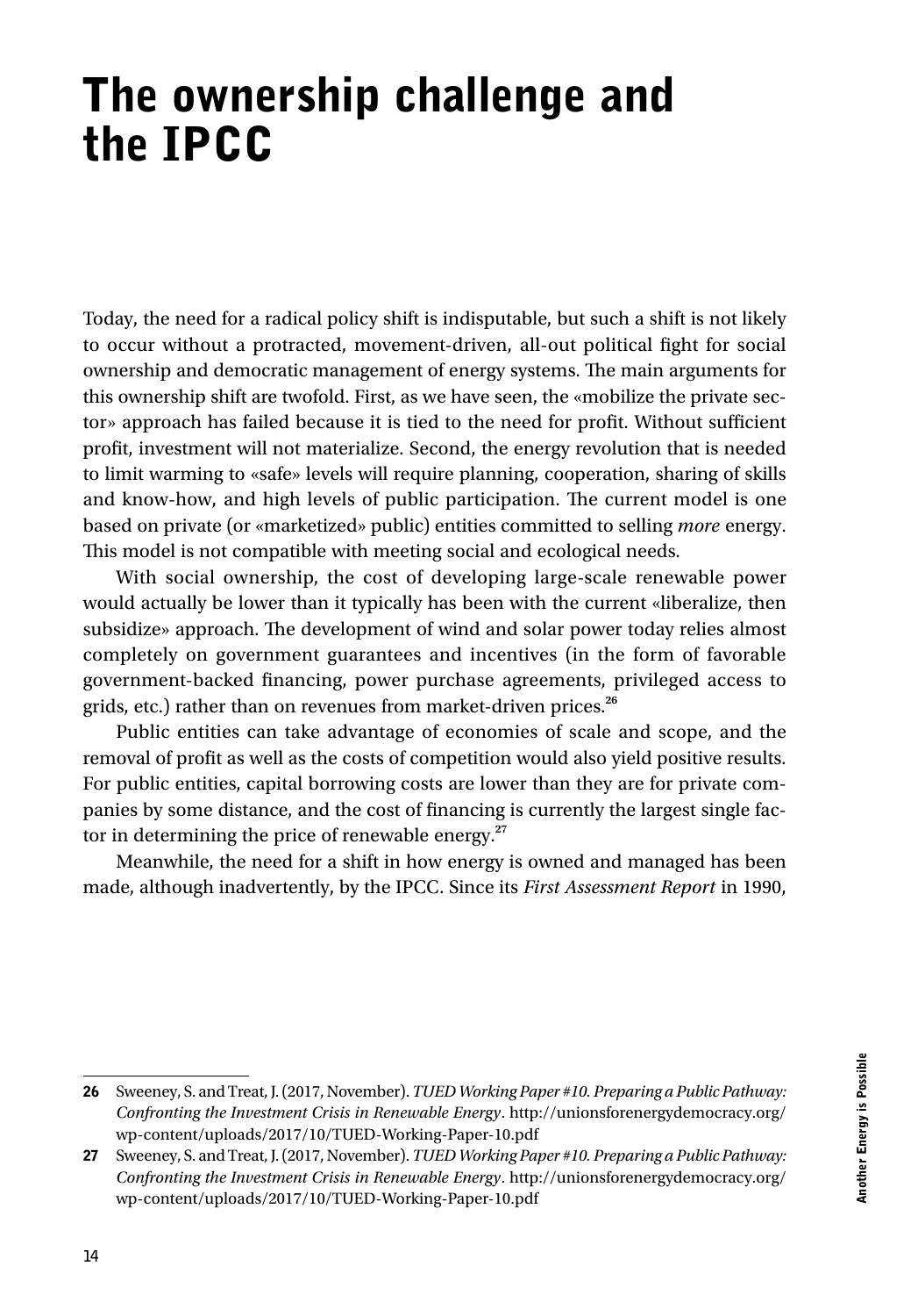# The ownership challenge and the IPCC

Today, the need for a radical policy shift is indisputable, but such a shift is not likely to occur without a protracted, movement-driven, all-out political fight for social ownership and democratic management of energy systems. The main arguments for this ownership shift are twofold. First, as we have seen, the «mobilize the private sector» approach has failed because it is tied to the need for profit. Without sufficient profit, investment will not materialize. Second, the energy revolution that is needed to limit warming to «safe» levels will require planning, cooperation, sharing of skills and know-how, and high levels of public participation. The current model is one based on private (or «marketized» public) entities committed to selling *more* energy. This model is not compatible with meeting social and ecological needs.

With social ownership, the cost of developing large-scale renewable power would actually be lower than it typically has been with the current «liberalize, then subsidize» approach. The development of wind and solar power today relies almost completely on government guarantees and incentives (in the form of favorable government-backed financing, power purchase agreements, privileged access to grids, etc.) rather than on revenues from market-driven prices.[26]

Public entities can take advantage of economies of scale and scope, and the removal of profit as well as the costs of competition would also yield positive results. For public entities, capital borrowing costs are lower than they are for private companies by some distance, and the cost of financing is currently the largest single factor in determining the price of renewable energy.[27]

Meanwhile, the need for a shift in how energy is owned and managed has been made, although inadvertently, by the IPCC. Since its *First Assessment Report* in 1990,

---

**26** Sweeney, S. and Treat, J. (2017, November). *TUED Working Paper #10. Preparing a Public Pathway: Confronting the Investment Crisis in Renewable Energy*. http://unionsforenergydemocracy.org/wp-content/uploads/2017/10/TUED-Working-Paper-10.pdf

**27** Sweeney, S. and Treat, J. (2017, November). *TUED Working Paper #10. Preparing a Public Pathway: Confronting the Investment Crisis in Renewable Energy*. http://unionsforenergydemocracy.org/wp-content/uploads/2017/10/TUED-Working-Paper-10.pdf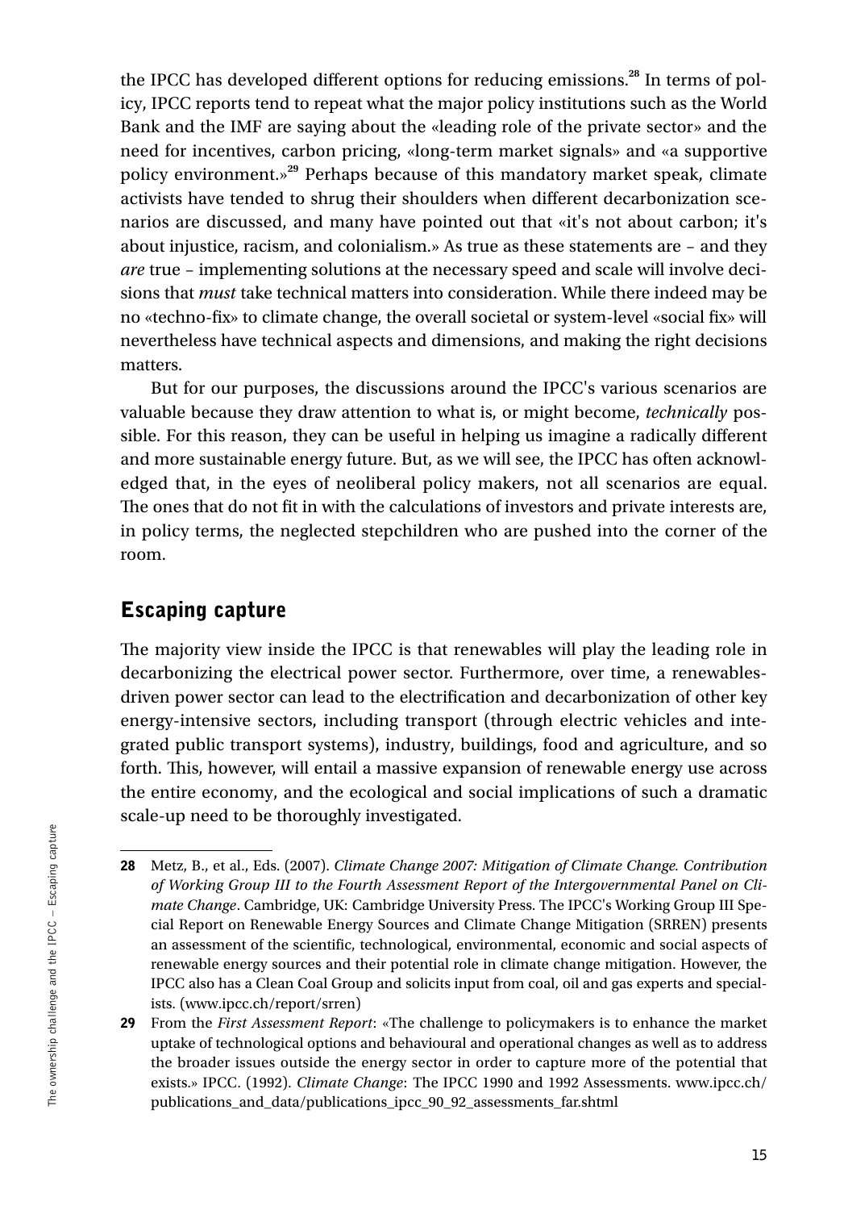the IPCC has developed different options for reducing emissions.[28] In terms of policy, IPCC reports tend to repeat what the major policy institutions such as the World Bank and the IMF are saying about the «leading role of the private sector» and the need for incentives, carbon pricing, «long-term market signals» and «a supportive policy environment.»[29] Perhaps because of this mandatory market speak, climate activists have tended to shrug their shoulders when different decarbonization scenarios are discussed, and many have pointed out that «it's not about carbon; it's about injustice, racism, and colonialism.» As true as these statements are – and they *are* true – implementing solutions at the necessary speed and scale will involve decisions that *must* take technical matters into consideration. While there indeed may be no «techno-fix» to climate change, the overall societal or system-level «social fix» will nevertheless have technical aspects and dimensions, and making the right decisions matters.

But for our purposes, the discussions around the IPCC's various scenarios are valuable because they draw attention to what is, or might become, *technically* possible. For this reason, they can be useful in helping us imagine a radically different and more sustainable energy future. But, as we will see, the IPCC has often acknowledged that, in the eyes of neoliberal policy makers, not all scenarios are equal. The ones that do not fit in with the calculations of investors and private interests are, in policy terms, the neglected stepchildren who are pushed into the corner of the room.

## Escaping capture

The majority view inside the IPCC is that renewables will play the leading role in decarbonizing the electrical power sector. Furthermore, over time, a renewables-driven power sector can lead to the electrification and decarbonization of other key energy-intensive sectors, including transport (through electric vehicles and integrated public transport systems), industry, buildings, food and agriculture, and so forth. This, however, will entail a massive expansion of renewable energy use across the entire economy, and the ecological and social implications of such a dramatic scale-up need to be thoroughly investigated.

---

**28** Metz, B., et al., Eds. (2007). *Climate Change 2007: Mitigation of Climate Change. Contribution of Working Group III to the Fourth Assessment Report of the Intergovernmental Panel on Climate Change*. Cambridge, UK: Cambridge University Press. The IPCC's Working Group III Special Report on Renewable Energy Sources and Climate Change Mitigation (SRREN) presents an assessment of the scientific, technological, environmental, economic and social aspects of renewable energy sources and their potential role in climate change mitigation. However, the IPCC also has a Clean Coal Group and solicits input from coal, oil and gas experts and specialists. (www.ipcc.ch/report/srren)

**29** From the *First Assessment Report*: «The challenge to policymakers is to enhance the market uptake of technological options and behavioural and operational changes as well as to address the broader issues outside the energy sector in order to capture more of the potential that exists.» IPCC. (1992). *Climate Change*: The IPCC 1990 and 1992 Assessments. www.ipcc.ch/publications_and_data/publications_ipcc_90_92_assessments_far.shtml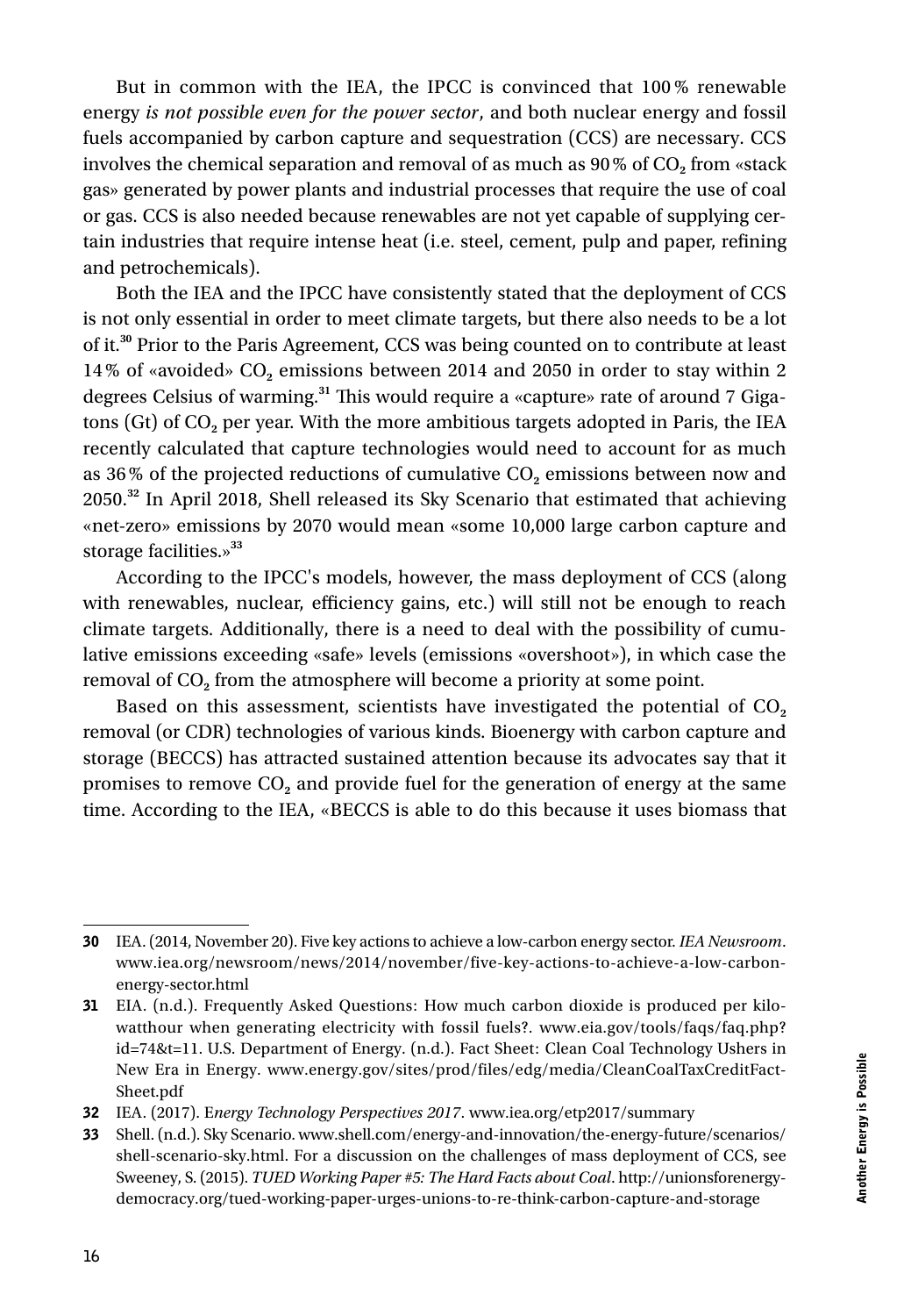But in common with the IEA, the IPCC is convinced that 100 % renewable energy *is not possible even for the power sector*, and both nuclear energy and fossil fuels accompanied by carbon capture and sequestration (CCS) are necessary. CCS involves the chemical separation and removal of as much as 90 % of $CO_2$ from «stack gas» generated by power plants and industrial processes that require the use of coal or gas. CCS is also needed because renewables are not yet capable of supplying certain industries that require intense heat (i.e. steel, cement, pulp and paper, refining and petrochemicals).

Both the IEA and the IPCC have consistently stated that the deployment of CCS is not only essential in order to meet climate targets, but there also needs to be a lot of it.[30] Prior to the Paris Agreement, CCS was being counted on to contribute at least 14 % of «avoided» $CO_2$ emissions between 2014 and 2050 in order to stay within 2 degrees Celsius of warming.[31] This would require a «capture» rate of around 7 Gigatons (Gt) of $CO_2$ per year. With the more ambitious targets adopted in Paris, the IEA recently calculated that capture technologies would need to account for as much as 36 % of the projected reductions of cumulative $CO_2$ emissions between now and 2050.[32] In April 2018, Shell released its Sky Scenario that estimated that achieving «net-zero» emissions by 2070 would mean «some 10,000 large carbon capture and storage facilities.»[33]

According to the IPCC's models, however, the mass deployment of CCS (along with renewables, nuclear, efficiency gains, etc.) will still not be enough to reach climate targets. Additionally, there is a need to deal with the possibility of cumulative emissions exceeding «safe» levels (emissions «overshoot»), in which case the removal of $CO_2$ from the atmosphere will become a priority at some point.

Based on this assessment, scientists have investigated the potential of $CO_2$ removal (or CDR) technologies of various kinds. Bioenergy with carbon capture and storage (BECCS) has attracted sustained attention because its advocates say that it promises to remove $CO_2$ and provide fuel for the generation of energy at the same time. According to the IEA, «BECCS is able to do this because it uses biomass that

---

**30** IEA. (2014, November 20). Five key actions to achieve a low-carbon energy sector. *IEA Newsroom*. www.iea.org/newsroom/news/2014/november/five-key-actions-to-achieve-a-low-carbon-energy-sector.html

**31** EIA. (n.d.). Frequently Asked Questions: How much carbon dioxide is produced per kilowatthour when generating electricity with fossil fuels?. www.eia.gov/tools/faqs/faq.php?id=74&t=11. U.S. Department of Energy. (n.d.). Fact Sheet: Clean Coal Technology Ushers in New Era in Energy. www.energy.gov/sites/prod/files/edg/media/CleanCoalTaxCreditFactSheet.pdf

**32** IEA. (2017). E*nergy Technology Perspectives 2017*. www.iea.org/etp2017/summary

**33** Shell. (n.d.). Sky Scenario. www.shell.com/energy-and-innovation/the-energy-future/scenarios/shell-scenario-sky.html. For a discussion on the challenges of mass deployment of CCS, see Sweeney, S. (2015). *TUED Working Paper #5: The Hard Facts about Coal*. http://unionsforenergydemocracy.org/tued-working-paper-urges-unions-to-re-think-carbon-capture-and-storage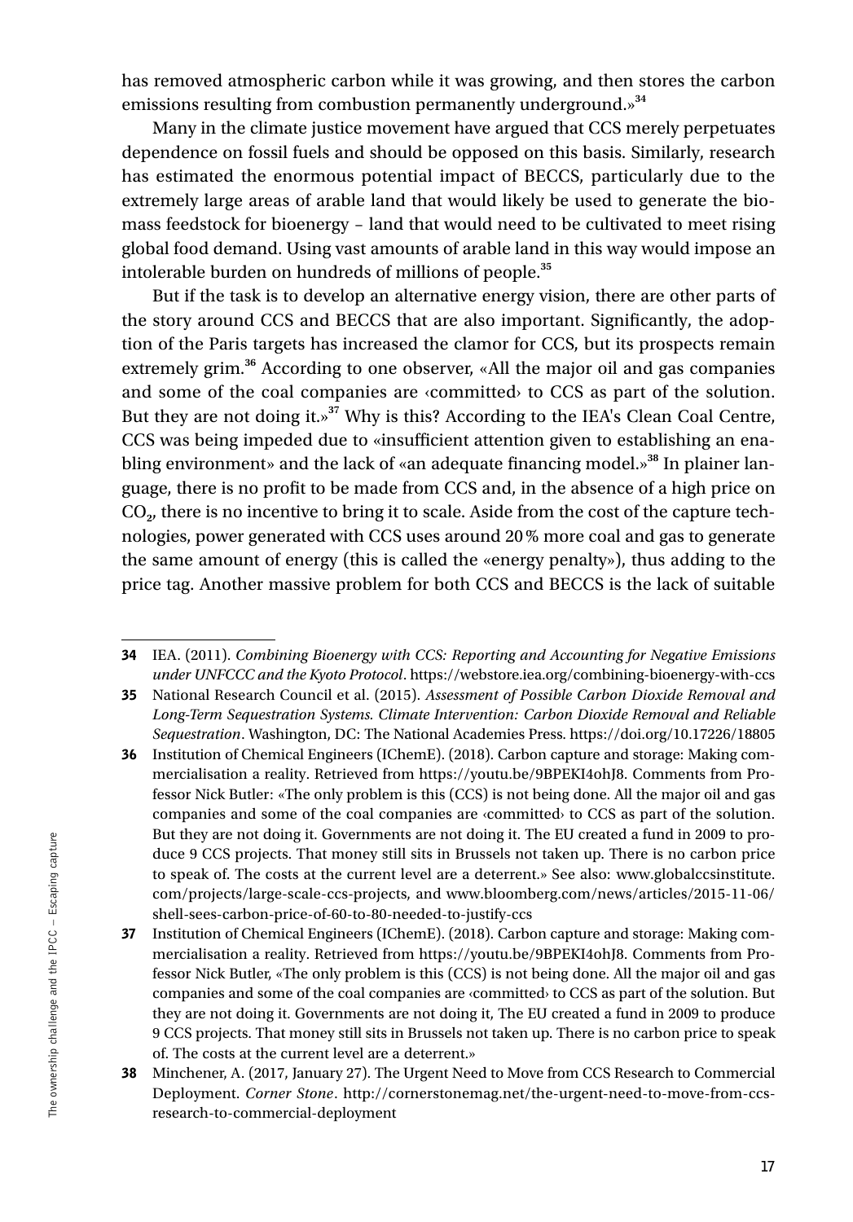has removed atmospheric carbon while it was growing, and then stores the carbon emissions resulting from combustion permanently underground.»[34]

Many in the climate justice movement have argued that CCS merely perpetuates dependence on fossil fuels and should be opposed on this basis. Similarly, research has estimated the enormous potential impact of BECCS, particularly due to the extremely large areas of arable land that would likely be used to generate the biomass feedstock for bioenergy – land that would need to be cultivated to meet rising global food demand. Using vast amounts of arable land in this way would impose an intolerable burden on hundreds of millions of people.[35]

But if the task is to develop an alternative energy vision, there are other parts of the story around CCS and BECCS that are also important. Significantly, the adoption of the Paris targets has increased the clamor for CCS, but its prospects remain extremely grim.[36] According to one observer, «All the major oil and gas companies and some of the coal companies are ‹committed› to CCS as part of the solution. But they are not doing it.»[37] Why is this? According to the IEA's Clean Coal Centre, CCS was being impeded due to «insufficient attention given to establishing an enabling environment» and the lack of «an adequate financing model.»[38] In plainer language, there is no profit to be made from CCS and, in the absence of a high price on $CO_2$, there is no incentive to bring it to scale. Aside from the cost of the capture technologies, power generated with CCS uses around 20 % more coal and gas to generate the same amount of energy (this is called the «energy penalty»), thus adding to the price tag. Another massive problem for both CCS and BECCS is the lack of suitable

---

**34** IEA. (2011). *Combining Bioenergy with CCS: Reporting and Accounting for Negative Emissions under UNFCCC and the Kyoto Protocol*. https://webstore.iea.org/combining-bioenergy-with-ccs

**35** National Research Council et al. (2015). *Assessment of Possible Carbon Dioxide Removal and Long-Term Sequestration Systems. Climate Intervention: Carbon Dioxide Removal and Reliable Sequestration*. Washington, DC: The National Academies Press. https://doi.org/10.17226/18805

**36** Institution of Chemical Engineers (IChemE). (2018). Carbon capture and storage: Making commercialisation a reality. Retrieved from https://youtu.be/9BPEKI4ohJ8. Comments from Professor Nick Butler: «The only problem is this (CCS) is not being done. All the major oil and gas companies and some of the coal companies are ‹committed› to CCS as part of the solution. But they are not doing it. Governments are not doing it. The EU created a fund in 2009 to produce 9 CCS projects. That money still sits in Brussels not taken up. There is no carbon price to speak of. The costs at the current level are a deterrent.» See also: www.globalccsinstitute.com/projects/large-scale-ccs-projects, and www.bloomberg.com/news/articles/2015-11-06/shell-sees-carbon-price-of-60-to-80-needed-to-justify-ccs

**37** Institution of Chemical Engineers (IChemE). (2018). Carbon capture and storage: Making commercialisation a reality. Retrieved from https://youtu.be/9BPEKI4ohJ8. Comments from Professor Nick Butler, «The only problem is this (CCS) is not being done. All the major oil and gas companies and some of the coal companies are ‹committed› to CCS as part of the solution. But they are not doing it. Governments are not doing it, The EU created a fund in 2009 to produce 9 CCS projects. That money still sits in Brussels not taken up. There is no carbon price to speak of. The costs at the current level are a deterrent.»

**38** Minchener, A. (2017, January 27). The Urgent Need to Move from CCS Research to Commercial Deployment. *Corner Stone*. http://cornerstonemag.net/the-urgent-need-to-move-from-ccs-research-to-commercial-deployment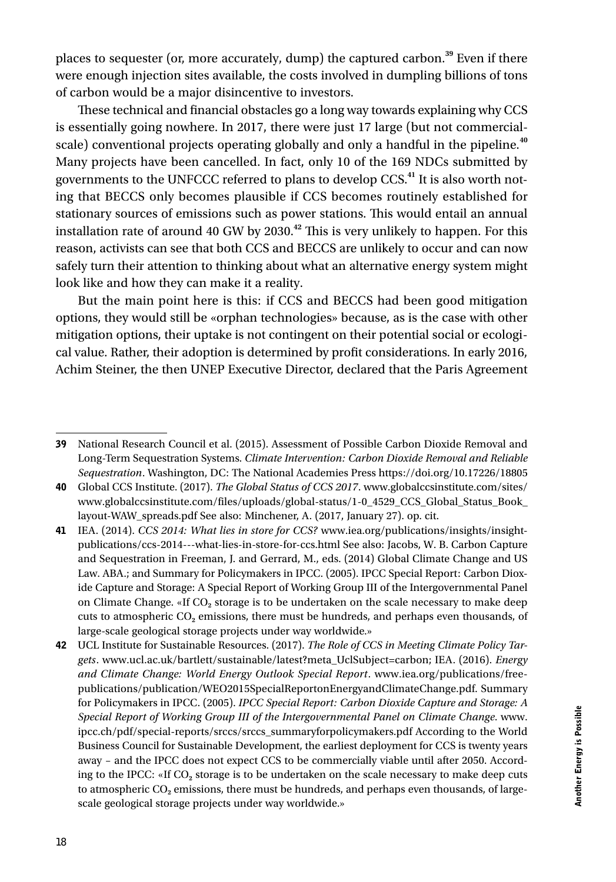places to sequester (or, more accurately, dump) the captured carbon.[39] Even if there were enough injection sites available, the costs involved in dumpling billions of tons of carbon would be a major disincentive to investors.

These technical and financial obstacles go a long way towards explaining why CCS is essentially going nowhere. In 2017, there were just 17 large (but not commercial-scale) conventional projects operating globally and only a handful in the pipeline.[40] Many projects have been cancelled. In fact, only 10 of the 169 NDCs submitted by governments to the UNFCCC referred to plans to develop CCS.[41] It is also worth noting that BECCS only becomes plausible if CCS becomes routinely established for stationary sources of emissions such as power stations. This would entail an annual installation rate of around 40 GW by 2030.[42] This is very unlikely to happen. For this reason, activists can see that both CCS and BECCS are unlikely to occur and can now safely turn their attention to thinking about what an alternative energy system might look like and how they can make it a reality.

But the main point here is this: if CCS and BECCS had been good mitigation options, they would still be «orphan technologies» because, as is the case with other mitigation options, their uptake is not contingent on their potential social or ecological value. Rather, their adoption is determined by profit considerations. In early 2016, Achim Steiner, the then UNEP Executive Director, declared that the Paris Agreement

---

**39** National Research Council et al. (2015). Assessment of Possible Carbon Dioxide Removal and Long-Term Sequestration Systems. *Climate Intervention: Carbon Dioxide Removal and Reliable Sequestration*. Washington, DC: The National Academies Press https://doi.org/10.17226/18805

**40** Global CCS Institute. (2017). *The Global Status of CCS 2017*. www.globalccsinstitute.com/sites/www.globalccsinstitute.com/files/uploads/global-status/1-0_4529_CCS_Global_Status_Book_layout-WAW_spreads.pdf See also: Minchener, A. (2017, January 27). op. cit.

**41** IEA. (2014). *CCS 2014: What lies in store for CCS?* www.iea.org/publications/insights/insight-publications/ccs-2014---what-lies-in-store-for-ccs.html See also: Jacobs, W. B. Carbon Capture and Sequestration in Freeman, J. and Gerrard, M., eds. (2014) Global Climate Change and US Law. ABA.; and Summary for Policymakers in IPCC. (2005). IPCC Special Report: Carbon Dioxide Capture and Storage: A Special Report of Working Group III of the Intergovernmental Panel on Climate Change. «If $CO_2$ storage is to be undertaken on the scale necessary to make deep cuts to atmospheric $CO_2$ emissions, there must be hundreds, and perhaps even thousands, of large-scale geological storage projects under way worldwide.»

**42** UCL Institute for Sustainable Resources. (2017). *The Role of CCS in Meeting Climate Policy Targets*. www.ucl.ac.uk/bartlett/sustainable/latest?meta_UclSubject=carbon; IEA. (2016). *Energy and Climate Change: World Energy Outlook Special Report*. www.iea.org/publications/free-publications/publication/WEO2015SpecialReportonEnergyandClimateChange.pdf. Summary for Policymakers in IPCC. (2005). *IPCC Special Report: Carbon Dioxide Capture and Storage: A Special Report of Working Group III of the Intergovernmental Panel on Climate Change*. www.ipcc.ch/pdf/special-reports/srccs/srccs_summaryforpolicymakers.pdf According to the World Business Council for Sustainable Development, the earliest deployment for CCS is twenty years away – and the IPCC does not expect CCS to be commercially viable until after 2050. According to the IPCC: «If $CO_2$ storage is to be undertaken on the scale necessary to make deep cuts to atmospheric $CO_2$ emissions, there must be hundreds, and perhaps even thousands, of large-scale geological storage projects under way worldwide.»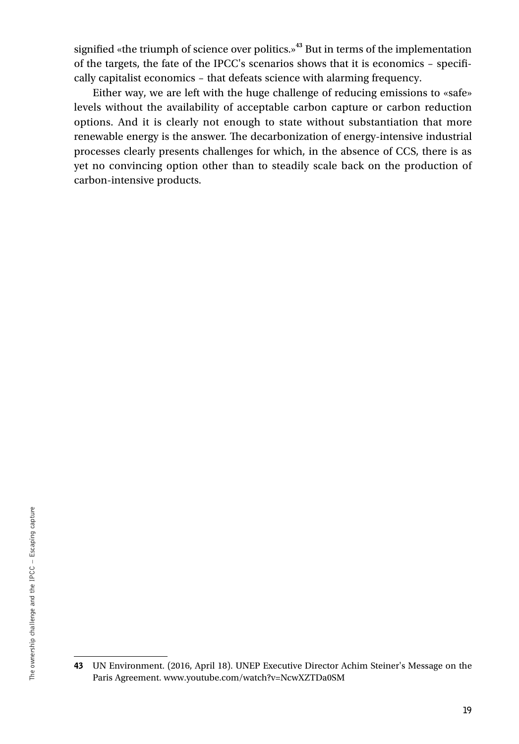signified «the triumph of science over politics.»[43] But in terms of the implementation of the targets, the fate of the IPCC's scenarios shows that it is economics – specifically capitalist economics – that defeats science with alarming frequency.

Either way, we are left with the huge challenge of reducing emissions to «safe» levels without the availability of acceptable carbon capture or carbon reduction options. And it is clearly not enough to state without substantiation that more renewable energy is the answer. The decarbonization of energy-intensive industrial processes clearly presents challenges for which, in the absence of CCS, there is as yet no convincing option other than to steadily scale back on the production of carbon-intensive products.

---

**43** UN Environment. (2016, April 18). UNEP Executive Director Achim Steiner's Message on the Paris Agreement. www.youtube.com/watch?v=NcwXZTDa0SM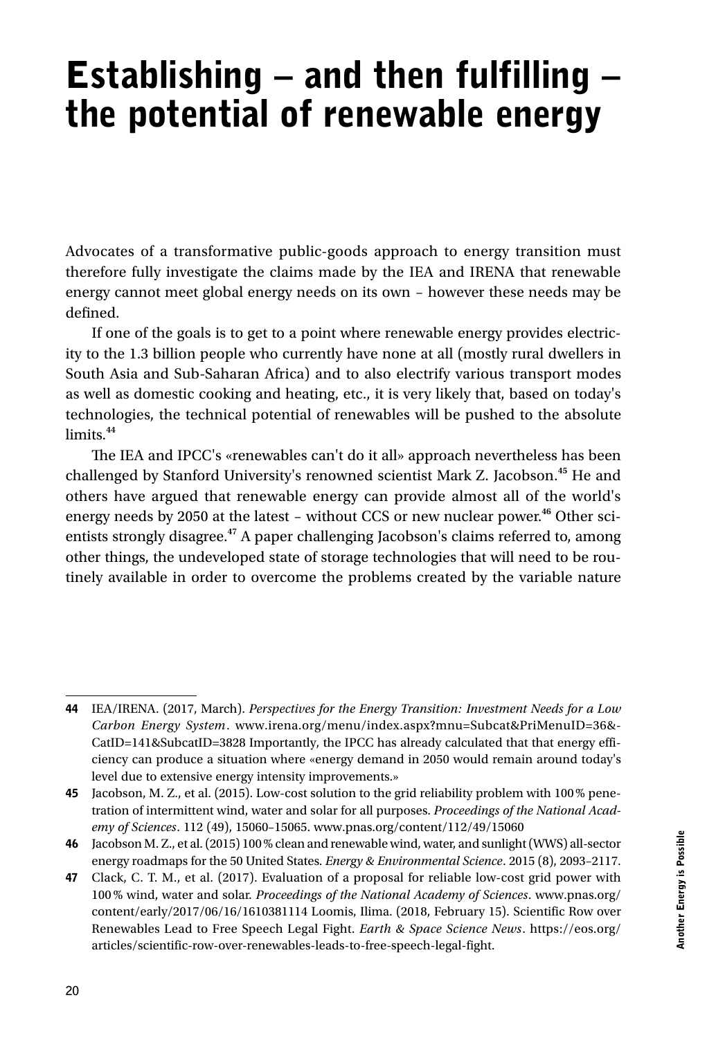# Establishing – and then fulfilling – the potential of renewable energy

Advocates of a transformative public-goods approach to energy transition must therefore fully investigate the claims made by the IEA and IRENA that renewable energy cannot meet global energy needs on its own – however these needs may be defined.

If one of the goals is to get to a point where renewable energy provides electricity to the 1.3 billion people who currently have none at all (mostly rural dwellers in South Asia and Sub-Saharan Africa) and to also electrify various transport modes as well as domestic cooking and heating, etc., it is very likely that, based on today's technologies, the technical potential of renewables will be pushed to the absolute limits.[44]

The IEA and IPCC's «renewables can't do it all» approach nevertheless has been challenged by Stanford University's renowned scientist Mark Z. Jacobson.[45] He and others have argued that renewable energy can provide almost all of the world's energy needs by 2050 at the latest – without CCS or new nuclear power.[46] Other scientists strongly disagree.[47] A paper challenging Jacobson's claims referred to, among other things, the undeveloped state of storage technologies that will need to be routinely available in order to overcome the problems created by the variable nature

---

**44** IEA/IRENA. (2017, March). *Perspectives for the Energy Transition: Investment Needs for a Low Carbon Energy System*. www.irena.org/menu/index.aspx?mnu=Subcat&PriMenuID=36&CatID=141&SubcatID=3828 Importantly, the IPCC has already calculated that that energy efficiency can produce a situation where «energy demand in 2050 would remain around today's level due to extensive energy intensity improvements.»

**45** Jacobson, M. Z., et al. (2015). Low-cost solution to the grid reliability problem with 100% penetration of intermittent wind, water and solar for all purposes. *Proceedings of the National Academy of Sciences*. 112 (49), 15060–15065. www.pnas.org/content/112/49/15060

**46** Jacobson M. Z., et al. (2015) 100% clean and renewable wind, water, and sunlight (WWS) all-sector energy roadmaps for the 50 United States. *Energy & Environmental Science*. 2015 (8), 2093–2117.

**47** Clack, C. T. M., et al. (2017). Evaluation of a proposal for reliable low-cost grid power with 100% wind, water and solar. *Proceedings of the National Academy of Sciences*. www.pnas.org/content/early/2017/06/16/1610381114 Loomis, Ilima. (2018, February 15). Scientific Row over Renewables Lead to Free Speech Legal Fight. *Earth & Space Science News*. https://eos.org/articles/scientific-row-over-renewables-leads-to-free-speech-legal-fight.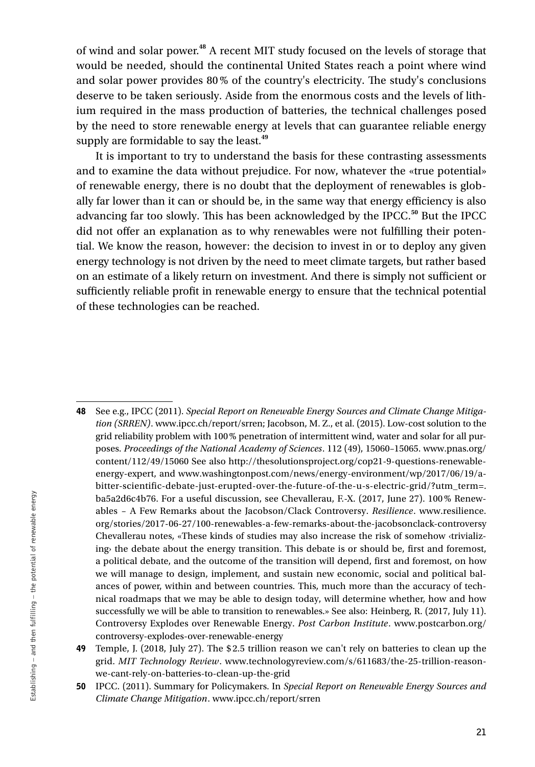of wind and solar power.[48] A recent MIT study focused on the levels of storage that would be needed, should the continental United States reach a point where wind and solar power provides 80 % of the country's electricity. The study's conclusions deserve to be taken seriously. Aside from the enormous costs and the levels of lithium required in the mass production of batteries, the technical challenges posed by the need to store renewable energy at levels that can guarantee reliable energy supply are formidable to say the least.[49]

It is important to try to understand the basis for these contrasting assessments and to examine the data without prejudice. For now, whatever the «true potential» of renewable energy, there is no doubt that the deployment of renewables is globally far lower than it can or should be, in the same way that energy efficiency is also advancing far too slowly. This has been acknowledged by the IPCC.[50] But the IPCC did not offer an explanation as to why renewables were not fulfilling their potential. We know the reason, however: the decision to invest in or to deploy any given energy technology is not driven by the need to meet climate targets, but rather based on an estimate of a likely return on investment. And there is simply not sufficient or sufficiently reliable profit in renewable energy to ensure that the technical potential of these technologies can be reached.

---

**48** See e.g., IPCC (2011). *Special Report on Renewable Energy Sources and Climate Change Mitigation (SRREN)*. www.ipcc.ch/report/srren; Jacobson, M. Z., et al. (2015). Low-cost solution to the grid reliability problem with 100 % penetration of intermittent wind, water and solar for all purposes. *Proceedings of the National Academy of Sciences*. 112 (49), 15060–15065. www.pnas.org/content/112/49/15060 See also http://thesolutionsproject.org/cop21-9-questions-renewable-energy-expert, and www.washingtonpost.com/news/energy-environment/wp/2017/06/19/a-bitter-scientific-debate-just-erupted-over-the-future-of-the-u-s-electric-grid/?utm_term=.ba5a2d6c4b76. For a useful discussion, see Chevallerau, F.-X. (2017, June 27). 100 % Renewables – A Few Remarks about the Jacobson/Clack Controversy. *Resilience*. www.resilience.org/stories/2017-06-27/100-renewables-a-few-remarks-about-the-jacobsonclack-controversy Chevallerau notes, «These kinds of studies may also increase the risk of somehow ‹trivializing› the debate about the energy transition. This debate is or should be, first and foremost, a political debate, and the outcome of the transition will depend, first and foremost, on how we will manage to design, implement, and sustain new economic, social and political balances of power, within and between countries. This, much more than the accuracy of technical roadmaps that we may be able to design today, will determine whether, how and how successfully we will be able to transition to renewables.» See also: Heinberg, R. (2017, July 11). Controversy Explodes over Renewable Energy. *Post Carbon Institute*. www.postcarbon.org/controversy-explodes-over-renewable-energy

**49** Temple, J. (2018, July 27). The $2.5 trillion reason we can't rely on batteries to clean up the grid. *MIT Technology Review*. www.technologyreview.com/s/611683/the-25-trillion-reason-we-cant-rely-on-batteries-to-clean-up-the-grid

**50** IPCC. (2011). Summary for Policymakers. In *Special Report on Renewable Energy Sources and Climate Change Mitigation*. www.ipcc.ch/report/srren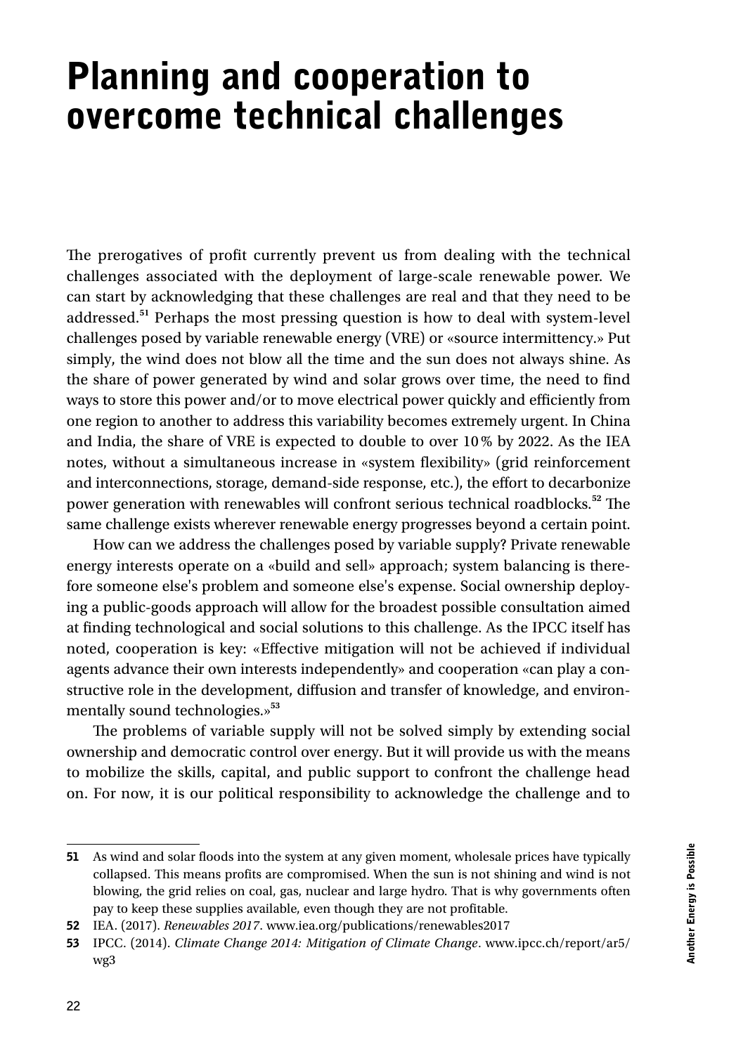# Planning and cooperation to overcome technical challenges

The prerogatives of profit currently prevent us from dealing with the technical challenges associated with the deployment of large-scale renewable power. We can start by acknowledging that these challenges are real and that they need to be addressed.[51] Perhaps the most pressing question is how to deal with system-level challenges posed by variable renewable energy (VRE) or «source intermittency.» Put simply, the wind does not blow all the time and the sun does not always shine. As the share of power generated by wind and solar grows over time, the need to find ways to store this power and/or to move electrical power quickly and efficiently from one region to another to address this variability becomes extremely urgent. In China and India, the share of VRE is expected to double to over 10 % by 2022. As the IEA notes, without a simultaneous increase in «system flexibility» (grid reinforcement and interconnections, storage, demand-side response, etc.), the effort to decarbonize power generation with renewables will confront serious technical roadblocks.[52] The same challenge exists wherever renewable energy progresses beyond a certain point.

How can we address the challenges posed by variable supply? Private renewable energy interests operate on a «build and sell» approach; system balancing is therefore someone else's problem and someone else's expense. Social ownership deploying a public-goods approach will allow for the broadest possible consultation aimed at finding technological and social solutions to this challenge. As the IPCC itself has noted, cooperation is key: «Effective mitigation will not be achieved if individual agents advance their own interests independently» and cooperation «can play a constructive role in the development, diffusion and transfer of knowledge, and environmentally sound technologies.»[53]

The problems of variable supply will not be solved simply by extending social ownership and democratic control over energy. But it will provide us with the means to mobilize the skills, capital, and public support to confront the challenge head on. For now, it is our political responsibility to acknowledge the challenge and to

---

**51** As wind and solar floods into the system at any given moment, wholesale prices have typically collapsed. This means profits are compromised. When the sun is not shining and wind is not blowing, the grid relies on coal, gas, nuclear and large hydro. That is why governments often pay to keep these supplies available, even though they are not profitable.

**52** IEA. (2017). *Renewables 2017*. www.iea.org/publications/renewables2017

**53** IPCC. (2014). *Climate Change 2014: Mitigation of Climate Change*. www.ipcc.ch/report/ar5/wg3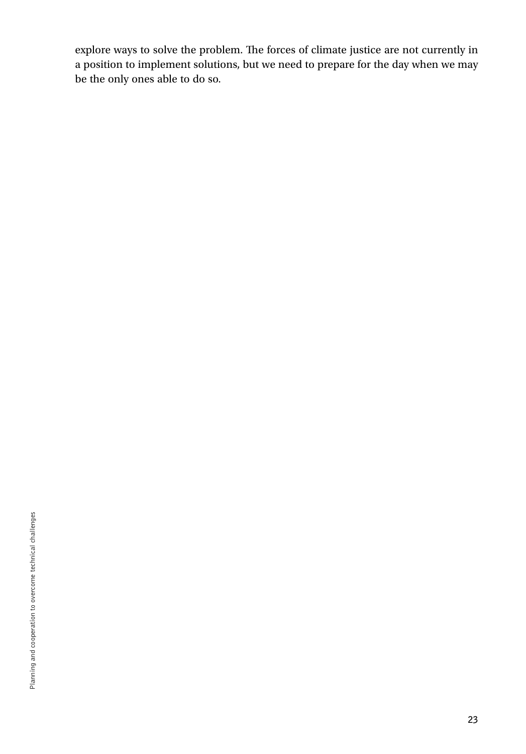explore ways to solve the problem. The forces of climate justice are not currently in a position to implement solutions, but we need to prepare for the day when we may be the only ones able to do so.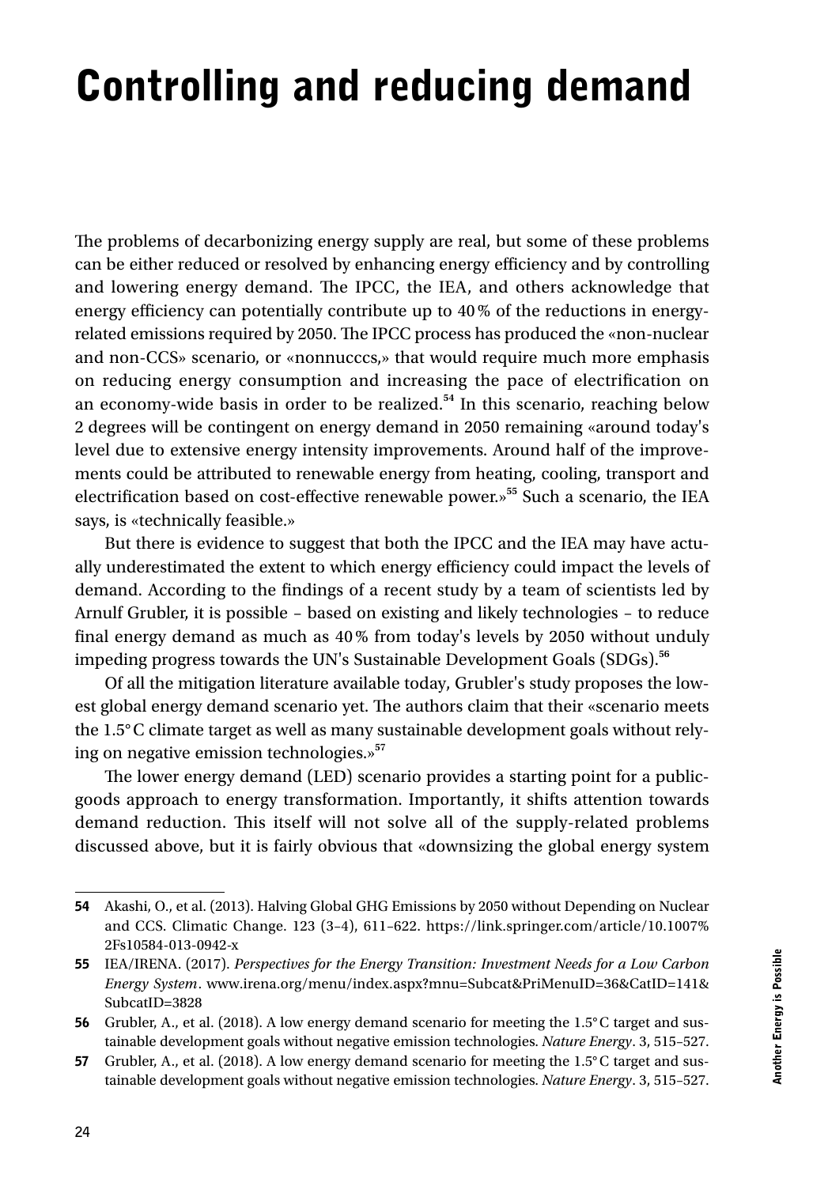# Controlling and reducing demand

The problems of decarbonizing energy supply are real, but some of these problems can be either reduced or resolved by enhancing energy efficiency and by controlling and lowering energy demand. The IPCC, the IEA, and others acknowledge that energy efficiency can potentially contribute up to 40 % of the reductions in energy-related emissions required by 2050. The IPCC process has produced the «non-nuclear and non-CCS» scenario, or «nonnucccs,» that would require much more emphasis on reducing energy consumption and increasing the pace of electrification on an economy-wide basis in order to be realized.[54] In this scenario, reaching below 2 degrees will be contingent on energy demand in 2050 remaining «around today's level due to extensive energy intensity improvements. Around half of the improvements could be attributed to renewable energy from heating, cooling, transport and electrification based on cost-effective renewable power.»[55] Such a scenario, the IEA says, is «technically feasible.»

But there is evidence to suggest that both the IPCC and the IEA may have actually underestimated the extent to which energy efficiency could impact the levels of demand. According to the findings of a recent study by a team of scientists led by Arnulf Grubler, it is possible – based on existing and likely technologies – to reduce final energy demand as much as 40 % from today's levels by 2050 without unduly impeding progress towards the UN's Sustainable Development Goals (SDGs).[56]

Of all the mitigation literature available today, Grubler's study proposes the lowest global energy demand scenario yet. The authors claim that their «scenario meets the 1.5° C climate target as well as many sustainable development goals without relying on negative emission technologies.»[57]

The lower energy demand (LED) scenario provides a starting point for a public-goods approach to energy transformation. Importantly, it shifts attention towards demand reduction. This itself will not solve all of the supply-related problems discussed above, but it is fairly obvious that «downsizing the global energy system

---

**54** Akashi, O., et al. (2013). Halving Global GHG Emissions by 2050 without Depending on Nuclear and CCS. Climatic Change. 123 (3–4), 611–622. https://link.springer.com/article/10.1007%2Fs10584-013-0942-x

**55** IEA/IRENA. (2017). *Perspectives for the Energy Transition: Investment Needs for a Low Carbon Energy System*. www.irena.org/menu/index.aspx?mnu=Subcat&PriMenuID=36&CatID=141&SubcatID=3828

**56** Grubler, A., et al. (2018). A low energy demand scenario for meeting the 1.5° C target and sustainable development goals without negative emission technologies. *Nature Energy*. 3, 515–527.

**57** Grubler, A., et al. (2018). A low energy demand scenario for meeting the 1.5° C target and sustainable development goals without negative emission technologies. *Nature Energy*. 3, 515–527.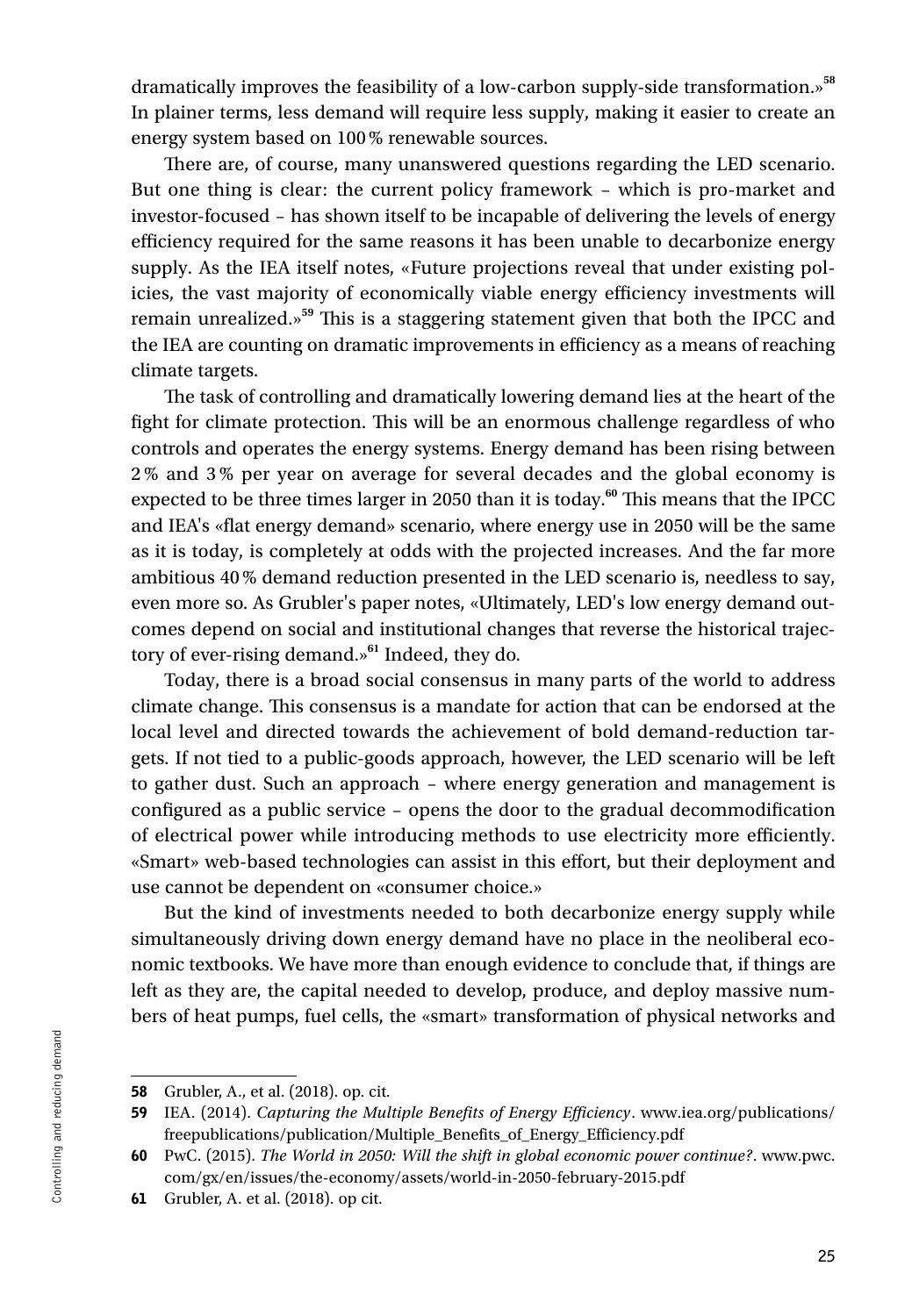dramatically improves the feasibility of a low-carbon supply-side transformation.»[58] In plainer terms, less demand will require less supply, making it easier to create an energy system based on 100 % renewable sources.

There are, of course, many unanswered questions regarding the LED scenario. But one thing is clear: the current policy framework – which is pro-market and investor-focused – has shown itself to be incapable of delivering the levels of energy efficiency required for the same reasons it has been unable to decarbonize energy supply. As the IEA itself notes, «Future projections reveal that under existing policies, the vast majority of economically viable energy efficiency investments will remain unrealized.»[59] This is a staggering statement given that both the IPCC and the IEA are counting on dramatic improvements in efficiency as a means of reaching climate targets.

The task of controlling and dramatically lowering demand lies at the heart of the fight for climate protection. This will be an enormous challenge regardless of who controls and operates the energy systems. Energy demand has been rising between 2 % and 3 % per year on average for several decades and the global economy is expected to be three times larger in 2050 than it is today.[60] This means that the IPCC and IEA's «flat energy demand» scenario, where energy use in 2050 will be the same as it is today, is completely at odds with the projected increases. And the far more ambitious 40 % demand reduction presented in the LED scenario is, needless to say, even more so. As Grubler's paper notes, «Ultimately, LED's low energy demand outcomes depend on social and institutional changes that reverse the historical trajectory of ever-rising demand.»[61] Indeed, they do.

Today, there is a broad social consensus in many parts of the world to address climate change. This consensus is a mandate for action that can be endorsed at the local level and directed towards the achievement of bold demand-reduction targets. If not tied to a public-goods approach, however, the LED scenario will be left to gather dust. Such an approach – where energy generation and management is configured as a public service – opens the door to the gradual decommodification of electrical power while introducing methods to use electricity more efficiently. «Smart» web-based technologies can assist in this effort, but their deployment and use cannot be dependent on «consumer choice.»

But the kind of investments needed to both decarbonize energy supply while simultaneously driving down energy demand have no place in the neoliberal economic textbooks. We have more than enough evidence to conclude that, if things are left as they are, the capital needed to develop, produce, and deploy massive numbers of heat pumps, fuel cells, the «smart» transformation of physical networks and

---

**58** Grubler, A., et al. (2018). op. cit.

**59** IEA. (2014). *Capturing the Multiple Benefits of Energy Efficiency*. www.iea.org/publications/freepublications/publication/Multiple_Benefits_of_Energy_Efficiency.pdf

**60** PwC. (2015). *The World in 2050: Will the shift in global economic power continue?*. www.pwc.com/gx/en/issues/the-economy/assets/world-in-2050-february-2015.pdf

**61** Grubler, A. et al. (2018). op cit.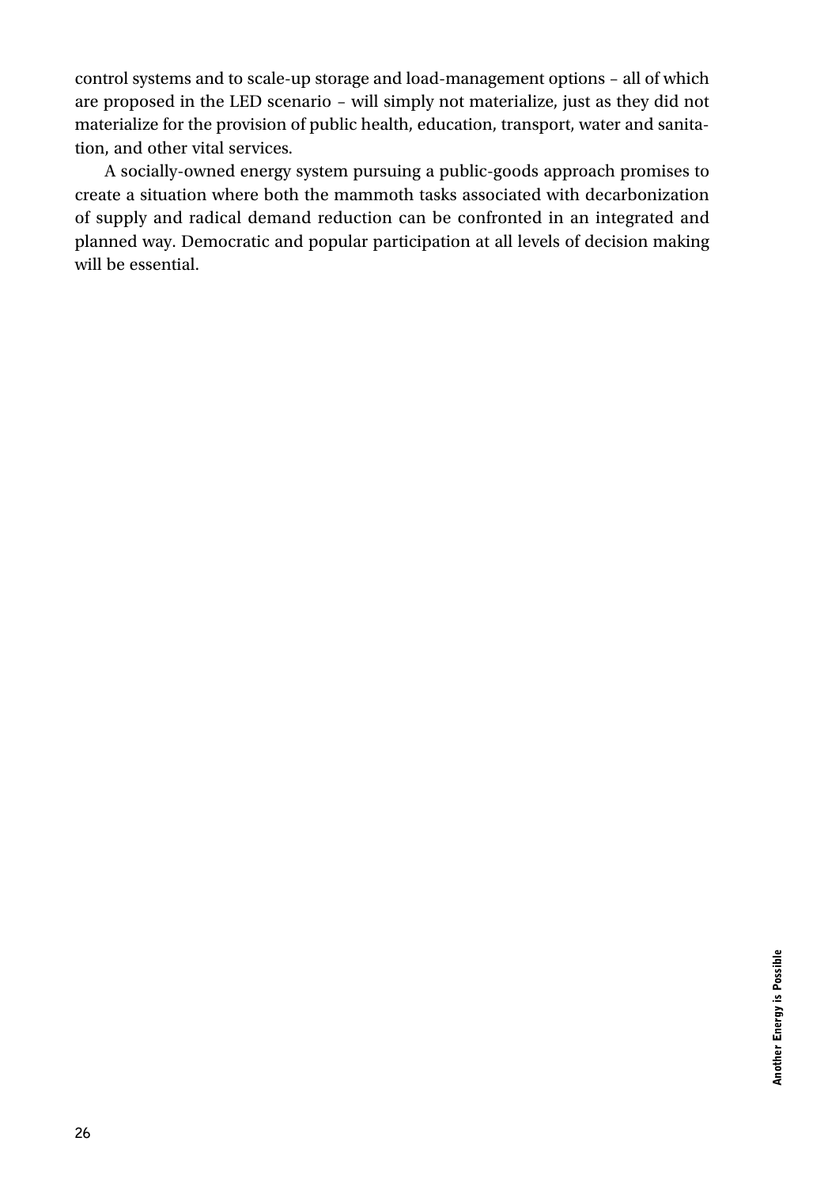control systems and to scale-up storage and load-management options – all of which are proposed in the LED scenario – will simply not materialize, just as they did not materialize for the provision of public health, education, transport, water and sanitation, and other vital services.

A socially-owned energy system pursuing a public-goods approach promises to create a situation where both the mammoth tasks associated with decarbonization of supply and radical demand reduction can be confronted in an integrated and planned way. Democratic and popular participation at all levels of decision making will be essential.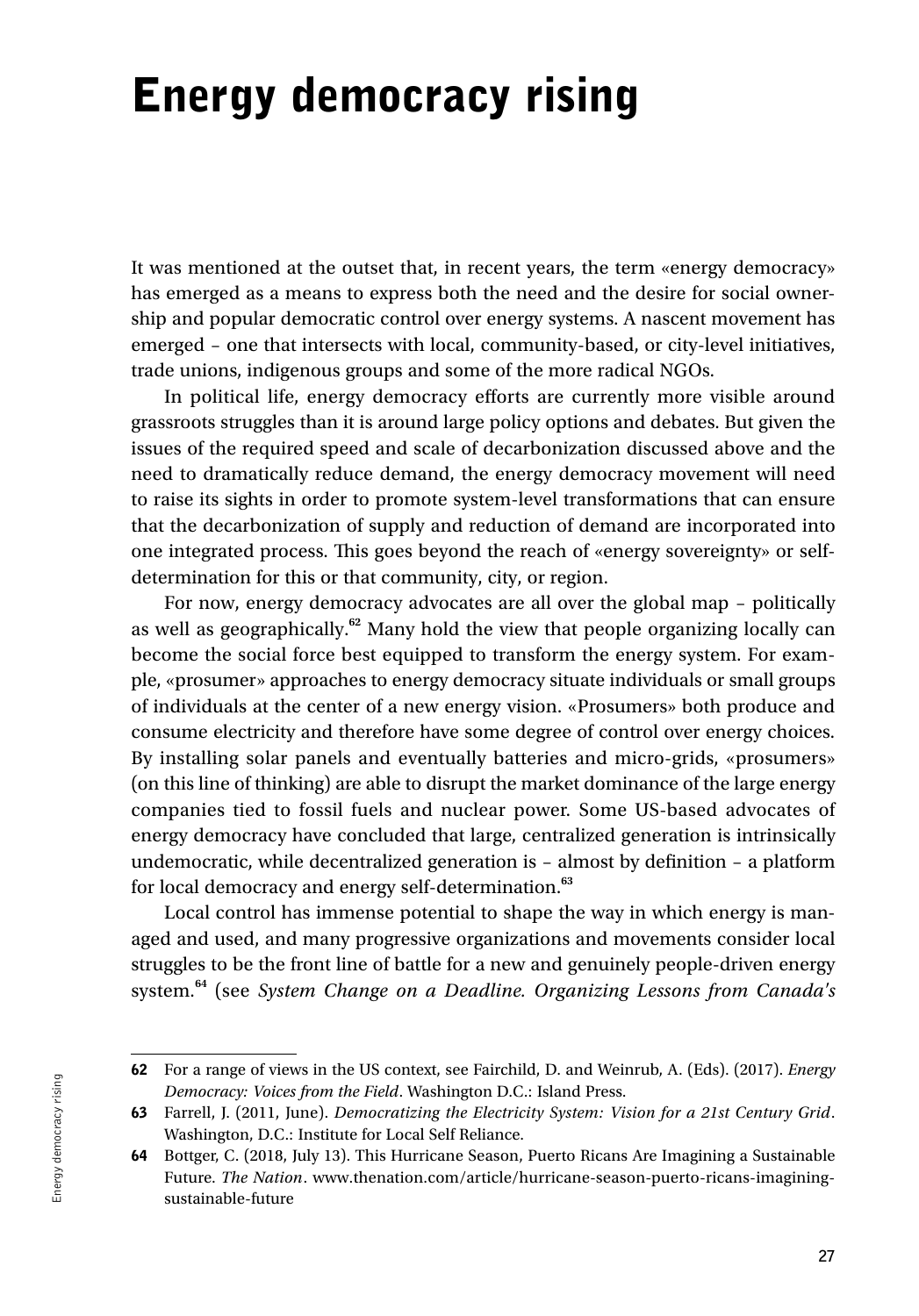# Energy democracy rising

It was mentioned at the outset that, in recent years, the term «energy democracy» has emerged as a means to express both the need and the desire for social ownership and popular democratic control over energy systems. A nascent movement has emerged – one that intersects with local, community-based, or city-level initiatives, trade unions, indigenous groups and some of the more radical NGOs.

In political life, energy democracy efforts are currently more visible around grassroots struggles than it is around large policy options and debates. But given the issues of the required speed and scale of decarbonization discussed above and the need to dramatically reduce demand, the energy democracy movement will need to raise its sights in order to promote system-level transformations that can ensure that the decarbonization of supply and reduction of demand are incorporated into one integrated process. This goes beyond the reach of «energy sovereignty» or self-determination for this or that community, city, or region.

For now, energy democracy advocates are all over the global map – politically as well as geographically.[62] Many hold the view that people organizing locally can become the social force best equipped to transform the energy system. For example, «prosumer» approaches to energy democracy situate individuals or small groups of individuals at the center of a new energy vision. «Prosumers» both produce and consume electricity and therefore have some degree of control over energy choices. By installing solar panels and eventually batteries and micro-grids, «prosumers» (on this line of thinking) are able to disrupt the market dominance of the large energy companies tied to fossil fuels and nuclear power. Some US-based advocates of energy democracy have concluded that large, centralized generation is intrinsically undemocratic, while decentralized generation is – almost by definition – a platform for local democracy and energy self-determination.[63]

Local control has immense potential to shape the way in which energy is managed and used, and many progressive organizations and movements consider local struggles to be the front line of battle for a new and genuinely people-driven energy system.[64] (see *System Change on a Deadline. Organizing Lessons from Canada's*

---

**62** For a range of views in the US context, see Fairchild, D. and Weinrub, A. (Eds). (2017). *Energy Democracy: Voices from the Field*. Washington D.C.: Island Press.

**63** Farrell, J. (2011, June). *Democratizing the Electricity System: Vision for a 21st Century Grid*. Washington, D.C.: Institute for Local Self Reliance.

**64** Bottger, C. (2018, July 13). This Hurricane Season, Puerto Ricans Are Imagining a Sustainable Future. *The Nation*. www.thenation.com/article/hurricane-season-puerto-ricans-imagining-sustainable-future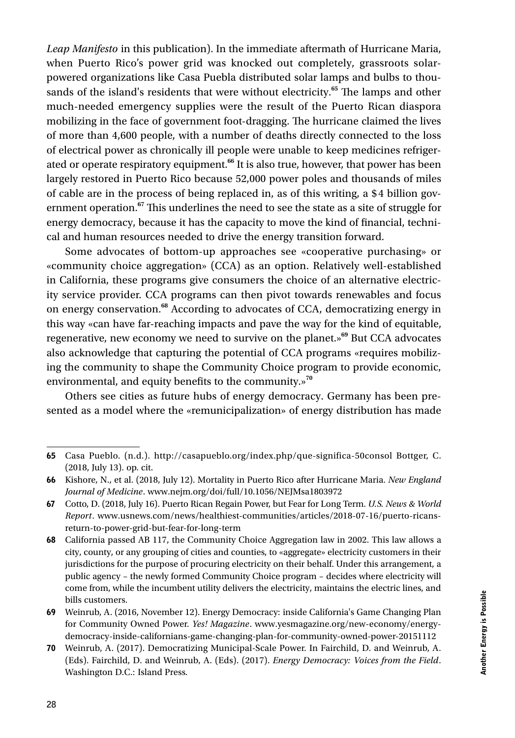*Leap Manifesto* in this publication). In the immediate aftermath of Hurricane Maria, when Puerto Rico's power grid was knocked out completely, grassroots solar-powered organizations like Casa Puebla distributed solar lamps and bulbs to thousands of the island's residents that were without electricity.[65] The lamps and other much-needed emergency supplies were the result of the Puerto Rican diaspora mobilizing in the face of government foot-dragging. The hurricane claimed the lives of more than 4,600 people, with a number of deaths directly connected to the loss of electrical power as chronically ill people were unable to keep medicines refrigerated or operate respiratory equipment.[66] It is also true, however, that power has been largely restored in Puerto Rico because 52,000 power poles and thousands of miles of cable are in the process of being replaced in, as of this writing, a $4 billion government operation.[67] This underlines the need to see the state as a site of struggle for energy democracy, because it has the capacity to move the kind of financial, technical and human resources needed to drive the energy transition forward.

Some advocates of bottom-up approaches see «cooperative purchasing» or «community choice aggregation» (CCA) as an option. Relatively well-established in California, these programs give consumers the choice of an alternative electricity service provider. CCA programs can then pivot towards renewables and focus on energy conservation.[68] According to advocates of CCA, democratizing energy in this way «can have far-reaching impacts and pave the way for the kind of equitable, regenerative, new economy we need to survive on the planet.»[69] But CCA advocates also acknowledge that capturing the potential of CCA programs «requires mobilizing the community to shape the Community Choice program to provide economic, environmental, and equity benefits to the community.»[70]

Others see cities as future hubs of energy democracy. Germany has been presented as a model where the «remunicipalization» of energy distribution has made

---

**65** Casa Pueblo. (n.d.). http://casapueblo.org/index.php/que-significa-50consol Bottger, C. (2018, July 13). op. cit.

**66** Kishore, N., et al. (2018, July 12). Mortality in Puerto Rico after Hurricane Maria. *New England Journal of Medicine*. www.nejm.org/doi/full/10.1056/NEJMsa1803972

**67** Cotto, D. (2018, July 16). Puerto Rican Regain Power, but Fear for Long Term. *U.S. News & World Report*. www.usnews.com/news/healthiest-communities/articles/2018-07-16/puerto-ricans-return-to-power-grid-but-fear-for-long-term

**68** California passed AB 117, the Community Choice Aggregation law in 2002. This law allows a city, county, or any grouping of cities and counties, to «aggregate» electricity customers in their jurisdictions for the purpose of procuring electricity on their behalf. Under this arrangement, a public agency – the newly formed Community Choice program – decides where electricity will come from, while the incumbent utility delivers the electricity, maintains the electric lines, and bills customers.

**69** Weinrub, A. (2016, November 12). Energy Democracy: inside California's Game Changing Plan for Community Owned Power. *Yes! Magazine*. www.yesmagazine.org/new-economy/energy-democracy-inside-californians-game-changing-plan-for-community-owned-power-20151112

**70** Weinrub, A. (2017). Democratizing Municipal-Scale Power. In Fairchild, D. and Weinrub, A. (Eds). Fairchild, D. and Weinrub, A. (Eds). (2017). *Energy Democracy: Voices from the Field*. Washington D.C.: Island Press.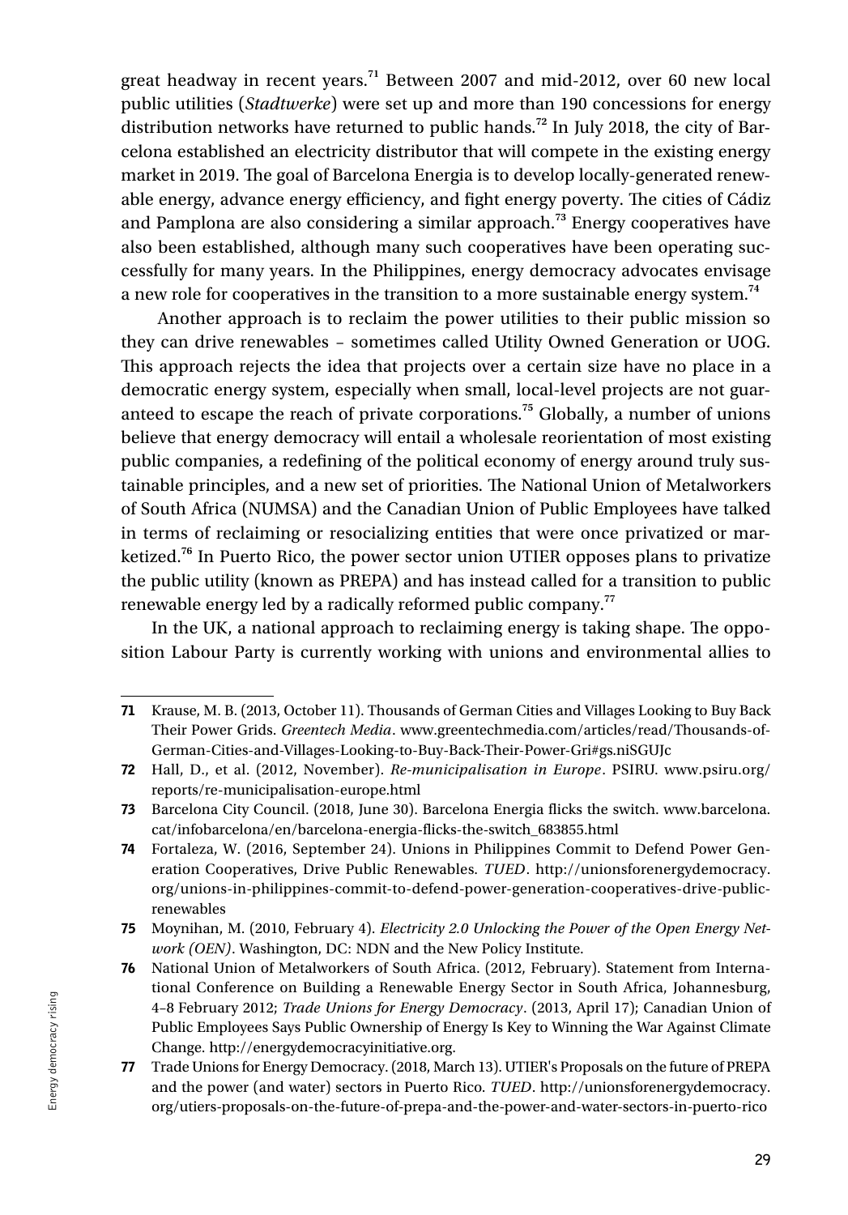great headway in recent years.[71] Between 2007 and mid-2012, over 60 new local public utilities (*Stadtwerke*) were set up and more than 190 concessions for energy distribution networks have returned to public hands.[72] In July 2018, the city of Barcelona established an electricity distributor that will compete in the existing energy market in 2019. The goal of Barcelona Energia is to develop locally-generated renewable energy, advance energy efficiency, and fight energy poverty. The cities of Cádiz and Pamplona are also considering a similar approach.[73] Energy cooperatives have also been established, although many such cooperatives have been operating successfully for many years. In the Philippines, energy democracy advocates envisage a new role for cooperatives in the transition to a more sustainable energy system.[74]

Another approach is to reclaim the power utilities to their public mission so they can drive renewables – sometimes called Utility Owned Generation or UOG. This approach rejects the idea that projects over a certain size have no place in a democratic energy system, especially when small, local-level projects are not guaranteed to escape the reach of private corporations.[75] Globally, a number of unions believe that energy democracy will entail a wholesale reorientation of most existing public companies, a redefining of the political economy of energy around truly sustainable principles, and a new set of priorities. The National Union of Metalworkers of South Africa (NUMSA) and the Canadian Union of Public Employees have talked in terms of reclaiming or resocializing entities that were once privatized or marketized.[76] In Puerto Rico, the power sector union UTIER opposes plans to privatize the public utility (known as PREPA) and has instead called for a transition to public renewable energy led by a radically reformed public company.[77]

In the UK, a national approach to reclaiming energy is taking shape. The opposition Labour Party is currently working with unions and environmental allies to

---

**71** Krause, M. B. (2013, October 11). Thousands of German Cities and Villages Looking to Buy Back Their Power Grids. *Greentech Media*. www.greentechmedia.com/articles/read/Thousands-of-German-Cities-and-Villages-Looking-to-Buy-Back-Their-Power-Gri#gs.niSGUJc

**72** Hall, D., et al. (2012, November). *Re-municipalisation in Europe*. PSIRU. www.psiru.org/reports/re-municipalisation-europe.html

**73** Barcelona City Council. (2018, June 30). Barcelona Energia flicks the switch. www.barcelona.cat/infobarcelona/en/barcelona-energia-flicks-the-switch_683855.html

**74** Fortaleza, W. (2016, September 24). Unions in Philippines Commit to Defend Power Generation Cooperatives, Drive Public Renewables. *TUED*. http://unionsforenergydemocracy.org/unions-in-philippines-commit-to-defend-power-generation-cooperatives-drive-public-renewables

**75** Moynihan, M. (2010, February 4). *Electricity 2.0 Unlocking the Power of the Open Energy Network (OEN)*. Washington, DC: NDN and the New Policy Institute.

**76** National Union of Metalworkers of South Africa. (2012, February). Statement from International Conference on Building a Renewable Energy Sector in South Africa, Johannesburg, 4–8 February 2012; *Trade Unions for Energy Democracy*. (2013, April 17); Canadian Union of Public Employees Says Public Ownership of Energy Is Key to Winning the War Against Climate Change. http://energydemocracyinitiative.org.

**77** Trade Unions for Energy Democracy. (2018, March 13). UTIER's Proposals on the future of PREPA and the power (and water) sectors in Puerto Rico. *TUED*. http://unionsforenergydemocracy.org/utiers-proposals-on-the-future-of-prepa-and-the-power-and-water-sectors-in-puerto-rico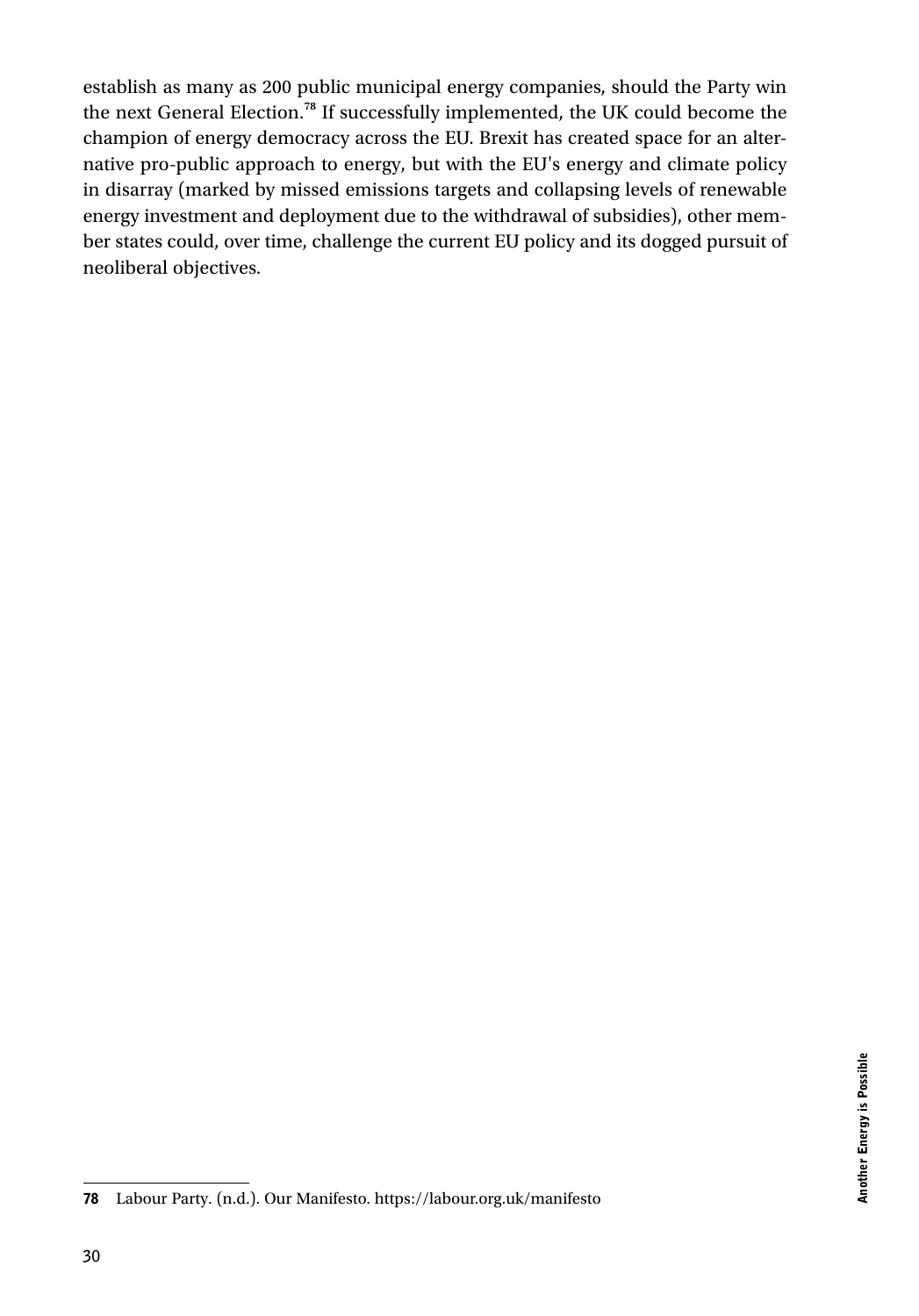establish as many as 200 public municipal energy companies, should the Party win the next General Election.[78] If successfully implemented, the UK could become the champion of energy democracy across the EU. Brexit has created space for an alternative pro-public approach to energy, but with the EU's energy and climate policy in disarray (marked by missed emissions targets and collapsing levels of renewable energy investment and deployment due to the withdrawal of subsidies), other member states could, over time, challenge the current EU policy and its dogged pursuit of neoliberal objectives.

---

**78** Labour Party. (n.d.). Our Manifesto. https://labour.org.uk/manifesto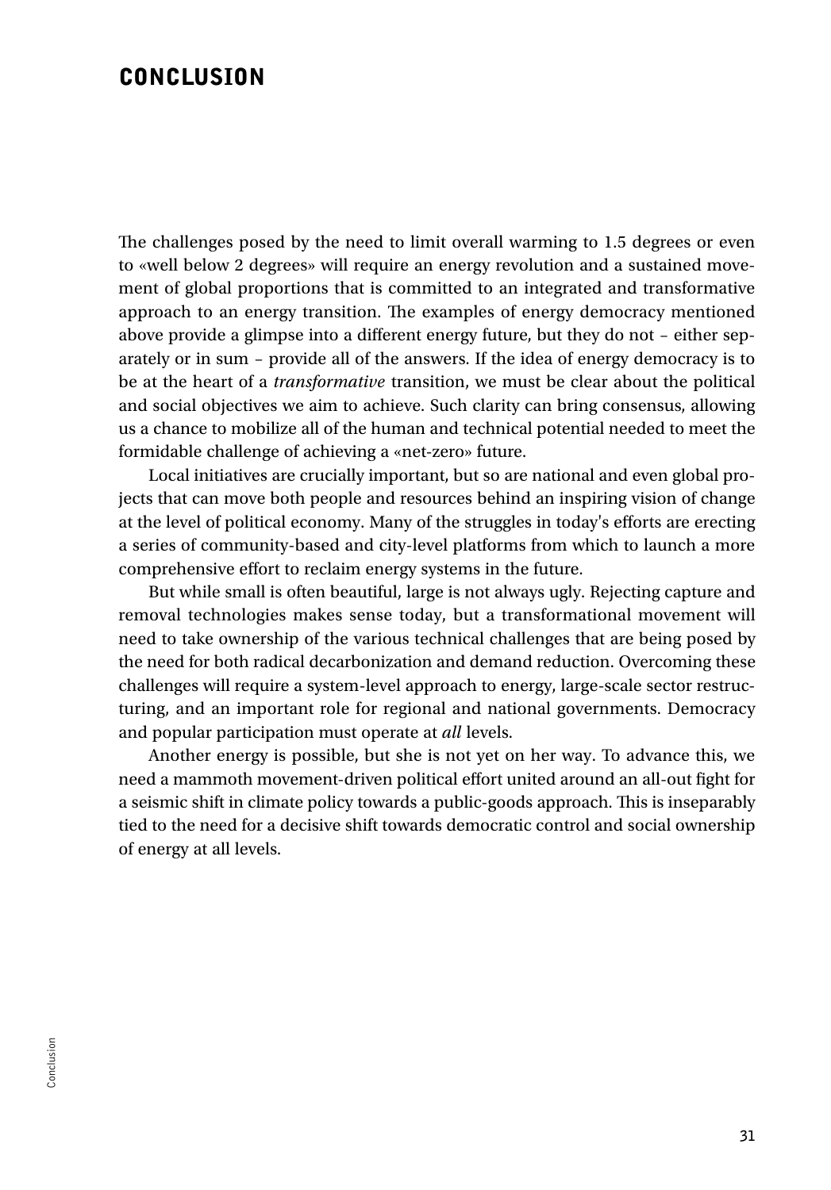# CONCLUSION

The challenges posed by the need to limit overall warming to 1.5 degrees or even to «well below 2 degrees» will require an energy revolution and a sustained movement of global proportions that is committed to an integrated and transformative approach to an energy transition. The examples of energy democracy mentioned above provide a glimpse into a different energy future, but they do not – either separately or in sum – provide all of the answers. If the idea of energy democracy is to be at the heart of a *transformative* transition, we must be clear about the political and social objectives we aim to achieve. Such clarity can bring consensus, allowing us a chance to mobilize all of the human and technical potential needed to meet the formidable challenge of achieving a «net-zero» future.

Local initiatives are crucially important, but so are national and even global projects that can move both people and resources behind an inspiring vision of change at the level of political economy. Many of the struggles in today's efforts are erecting a series of community-based and city-level platforms from which to launch a more comprehensive effort to reclaim energy systems in the future.

But while small is often beautiful, large is not always ugly. Rejecting capture and removal technologies makes sense today, but a transformational movement will need to take ownership of the various technical challenges that are being posed by the need for both radical decarbonization and demand reduction. Overcoming these challenges will require a system-level approach to energy, large-scale sector restructuring, and an important role for regional and national governments. Democracy and popular participation must operate at *all* levels.

Another energy is possible, but she is not yet on her way. To advance this, we need a mammoth movement-driven political effort united around an all-out fight for a seismic shift in climate policy towards a public-goods approach. This is inseparably tied to the need for a decisive shift towards democratic control and social ownership of energy at all levels.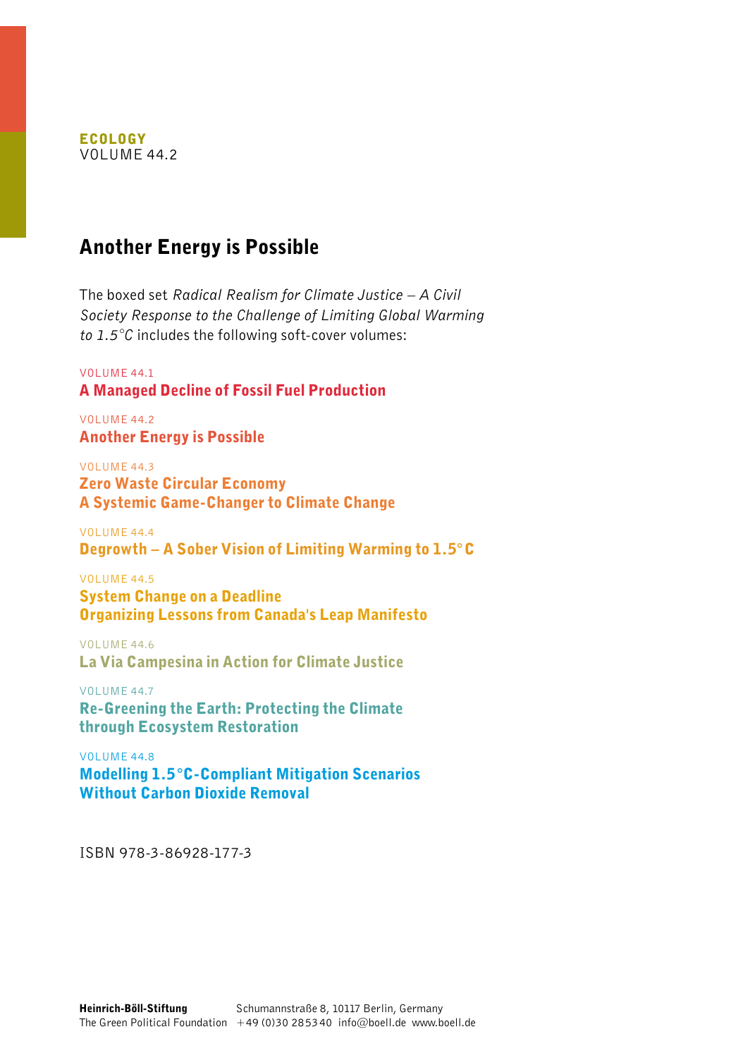**ECOLOGY**
VOLUME 44.2

# Another Energy is Possible

The boxed set *Radical Realism for Climate Justice – A Civil Society Response to the Challenge of Limiting Global Warming to 1.5°C* includes the following soft-cover volumes:

VOLUME 44.1
**A Managed Decline of Fossil Fuel Production**

VOLUME 44.2
**Another Energy is Possible**

VOLUME 44.3
**Zero Waste Circular Economy**
**A Systemic Game-Changer to Climate Change**

VOLUME 44.4
**Degrowth – A Sober Vision of Limiting Warming to 1.5°C**

VOLUME 44.5
**System Change on a Deadline**
**Organizing Lessons from Canada's Leap Manifesto**

VOLUME 44.6
**La Via Campesina in Action for Climate Justice**

VOLUME 44.7
**Re-Greening the Earth: Protecting the Climate through Ecosystem Restoration**

VOLUME 44.8
**Modelling 1.5°C-Compliant Mitigation Scenarios Without Carbon Dioxide Removal**

ISBN 978-3-86928-177-3

**Heinrich-Böll-Stiftung** Schumannstraße 8, 10117 Berlin, Germany
The Green Political Foundation +49 (0)30 285340 info@boell.de www.boell.de